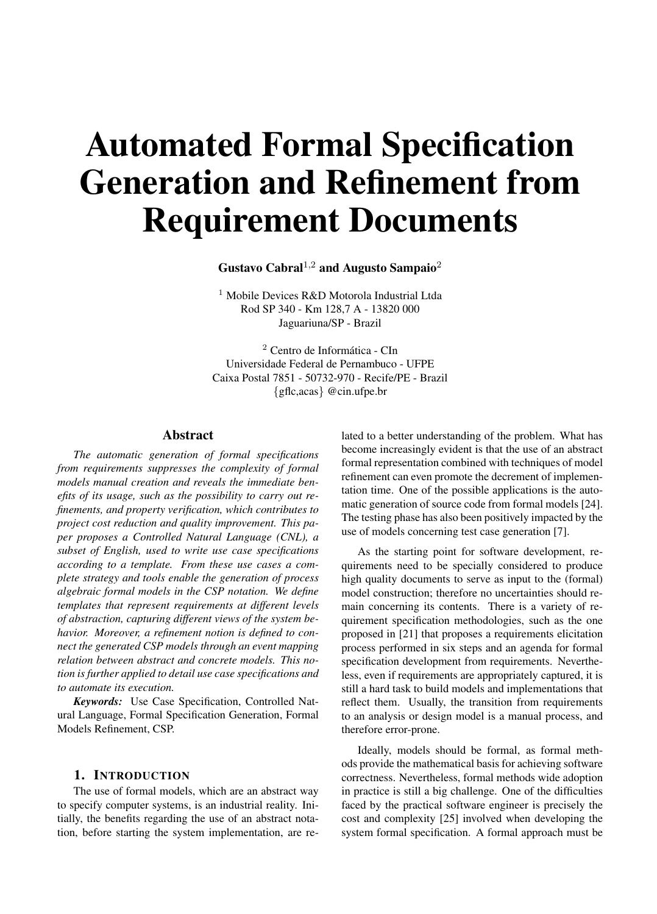# Automated Formal Specification Generation and Refinement from Requirement Documents

**Gustavo Cabral[1,2] and Augusto Sampaio[2]**

[1] Mobile Devices R&D Motorola Industrial Ltda
Rod SP 340 - Km 128,7 A - 13820 000
Jaguariuna/SP - Brazil

[2] Centro de Informática - CIn
Universidade Federal de Pernambuco - UFPE
Caixa Postal 7851 - 50732-970 - Recife/PE - Brazil
{gflc,acas} @cin.ufpe.br

## Abstract

*The automatic generation of formal specifications from requirements suppresses the complexity of formal models manual creation and reveals the immediate benefits of its usage, such as the possibility to carry out refinements, and property verification, which contributes to project cost reduction and quality improvement. This paper proposes a Controlled Natural Language (CNL), a subset of English, used to write use case specifications according to a template. From these use cases a complete strategy and tools enable the generation of process algebraic formal models in the CSP notation. We define templates that represent requirements at different levels of abstraction, capturing different views of the system behavior. Moreover, a refinement notion is defined to connect the generated CSP models through an event mapping relation between abstract and concrete models. This notion is further applied to detail use case specifications and to automate its execution.*

***Keywords:*** Use Case Specification, Controlled Natural Language, Formal Specification Generation, Formal Models Refinement, CSP.

## 1. Introduction

The use of formal models, which are an abstract way to specify computer systems, is an industrial reality. Initially, the benefits regarding the use of an abstract notation, before starting the system implementation, are related to a better understanding of the problem. What has become increasingly evident is that the use of an abstract formal representation combined with techniques of model refinement can even promote the decrement of implementation time. One of the possible applications is the automatic generation of source code from formal models [24]. The testing phase has also been positively impacted by the use of models concerning test case generation [7].

As the starting point for software development, requirements need to be specially considered to produce high quality documents to serve as input to the (formal) model construction; therefore no uncertainties should remain concerning its contents. There is a variety of requirement specification methodologies, such as the one proposed in [21] that proposes a requirements elicitation process performed in six steps and an agenda for formal specification development from requirements. Nevertheless, even if requirements are appropriately captured, it is still a hard task to build models and implementations that reflect them. Usually, the transition from requirements to an analysis or design model is a manual process, and therefore error-prone.

Ideally, models should be formal, as formal methods provide the mathematical basis for achieving software correctness. Nevertheless, formal methods wide adoption in practice is still a big challenge. One of the difficulties faced by the practical software engineer is precisely the cost and complexity [25] involved when developing the system formal specification. A formal approach must be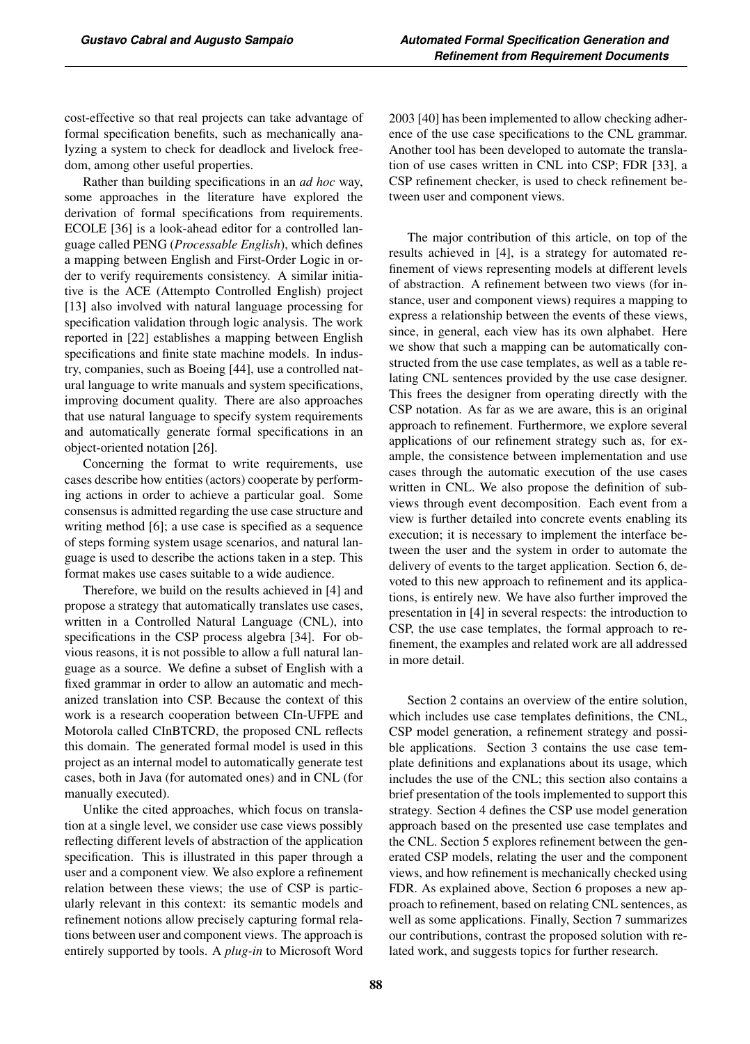cost-effective so that real projects can take advantage of formal specification benefits, such as mechanically analyzing a system to check for deadlock and livelock freedom, among other useful properties.

Rather than building specifications in an *ad hoc* way, some approaches in the literature have explored the derivation of formal specifications from requirements. ECOLE [36] is a look-ahead editor for a controlled language called PENG (*Processable English*), which defines a mapping between English and First-Order Logic in order to verify requirements consistency. A similar initiative is the ACE (Attempto Controlled English) project [13] also involved with natural language processing for specification validation through logic analysis. The work reported in [22] establishes a mapping between English specifications and finite state machine models. In industry, companies, such as Boeing [44], use a controlled natural language to write manuals and system specifications, improving document quality. There are also approaches that use natural language to specify system requirements and automatically generate formal specifications in an object-oriented notation [26].

Concerning the format to write requirements, use cases describe how entities (actors) cooperate by performing actions in order to achieve a particular goal. Some consensus is admitted regarding the use case structure and writing method [6]; a use case is specified as a sequence of steps forming system usage scenarios, and natural language is used to describe the actions taken in a step. This format makes use cases suitable to a wide audience.

Therefore, we build on the results achieved in [4] and propose a strategy that automatically translates use cases, written in a Controlled Natural Language (CNL), into specifications in the CSP process algebra [34]. For obvious reasons, it is not possible to allow a full natural language as a source. We define a subset of English with a fixed grammar in order to allow an automatic and mechanized translation into CSP. Because the context of this work is a research cooperation between CIn-UFPE and Motorola called CInBTCRD, the proposed CNL reflects this domain. The generated formal model is used in this project as an internal model to automatically generate test cases, both in Java (for automated ones) and in CNL (for manually executed).

Unlike the cited approaches, which focus on translation at a single level, we consider use case views possibly reflecting different levels of abstraction of the application specification. This is illustrated in this paper through a user and a component view. We also explore a refinement relation between these views; the use of CSP is particularly relevant in this context: its semantic models and refinement notions allow precisely capturing formal relations between user and component views. The approach is entirely supported by tools. A *plug-in* to Microsoft Word 2003 [40] has been implemented to allow checking adherence of the use case specifications to the CNL grammar. Another tool has been developed to automate the translation of use cases written in CNL into CSP; FDR [33], a CSP refinement checker, is used to check refinement between user and component views.

The major contribution of this article, on top of the results achieved in [4], is a strategy for automated refinement of views representing models at different levels of abstraction. A refinement between two views (for instance, user and component views) requires a mapping to express a relationship between the events of these views, since, in general, each view has its own alphabet. Here we show that such a mapping can be automatically constructed from the use case templates, as well as a table relating CNL sentences provided by the use case designer. This frees the designer from operating directly with the CSP notation. As far as we are aware, this is an original approach to refinement. Furthermore, we explore several applications of our refinement strategy such as, for example, the consistence between implementation and use cases through the automatic execution of the use cases written in CNL. We also propose the definition of subviews through event decomposition. Each event from a view is further detailed into concrete events enabling its execution; it is necessary to implement the interface between the user and the system in order to automate the delivery of events to the target application. Section 6, devoted to this new approach to refinement and its applications, is entirely new. We have also further improved the presentation in [4] in several respects: the introduction to CSP, the use case templates, the formal approach to refinement, the examples and related work are all addressed in more detail.

Section 2 contains an overview of the entire solution, which includes use case templates definitions, the CNL, CSP model generation, a refinement strategy and possible applications. Section 3 contains the use case template definitions and explanations about its usage, which includes the use of the CNL; this section also contains a brief presentation of the tools implemented to support this strategy. Section 4 defines the CSP use model generation approach based on the presented use case templates and the CNL. Section 5 explores refinement between the generated CSP models, relating the user and the component views, and how refinement is mechanically checked using FDR. As explained above, Section 6 proposes a new approach to refinement, based on relating CNL sentences, as well as some applications. Finally, Section 7 summarizes our contributions, contrast the proposed solution with related work, and suggests topics for further research.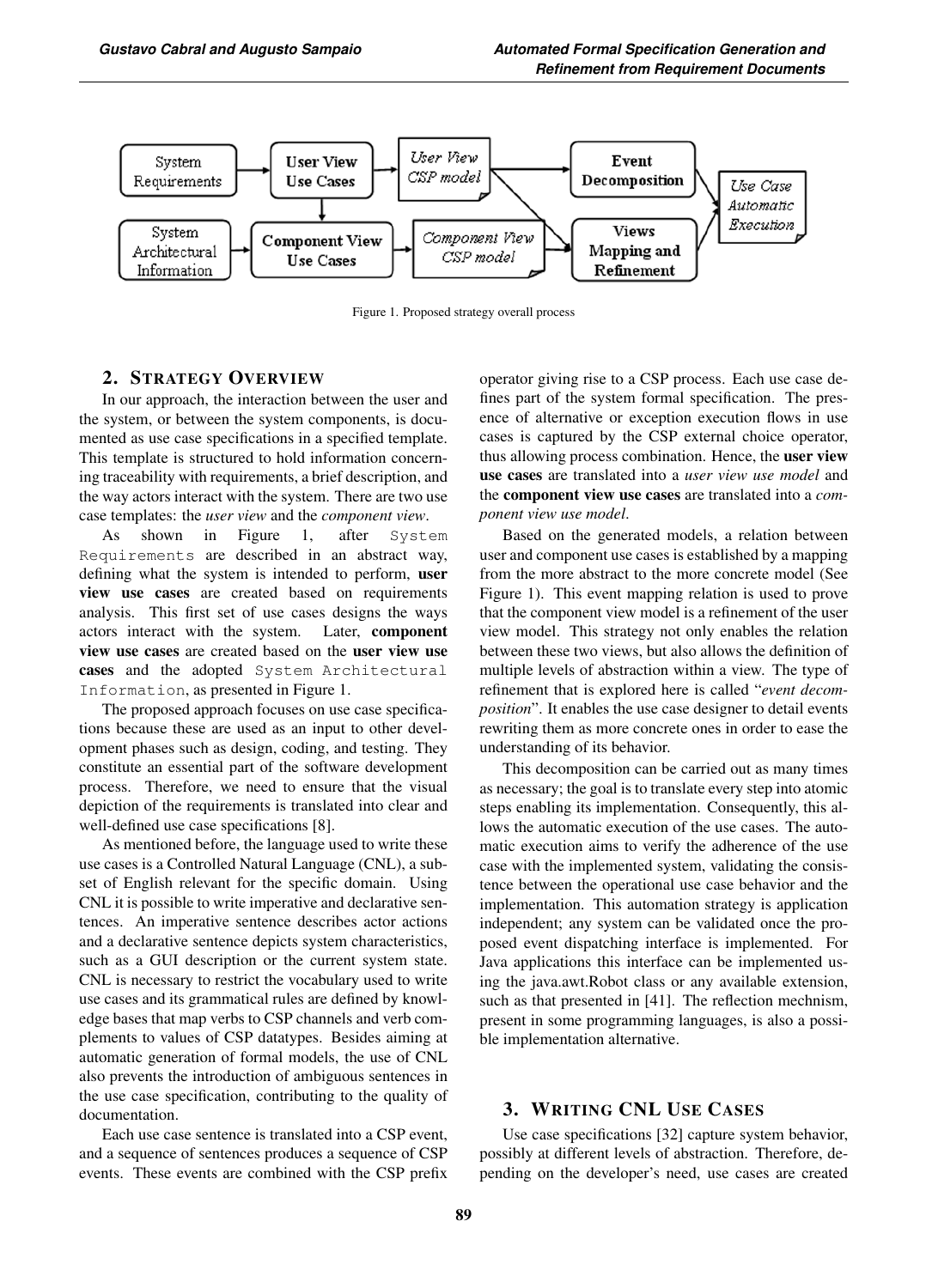Figure 1. Proposed strategy overall process

## 2. STRATEGY OVERVIEW

In our approach, the interaction between the user and the system, or between the system components, is documented as use case specifications in a specified template. This template is structured to hold information concerning traceability with requirements, a brief description, and the way actors interact with the system. There are two use case templates: the *user view* and the *component view*.

As shown in Figure 1, after `System Requirements` are described in an abstract way, defining what the system is intended to perform, **user view use cases** are created based on requirements analysis. This first set of use cases designs the ways actors interact with the system. Later, **component view use cases** are created based on the **user view use cases** and the adopted `System Architectural Information`, as presented in Figure 1.

The proposed approach focuses on use case specifications because these are used as an input to other development phases such as design, coding, and testing. They constitute an essential part of the software development process. Therefore, we need to ensure that the visual depiction of the requirements is translated into clear and well-defined use case specifications [8].

As mentioned before, the language used to write these use cases is a Controlled Natural Language (CNL), a subset of English relevant for the specific domain. Using CNL it is possible to write imperative and declarative sentences. An imperative sentence describes actor actions and a declarative sentence depicts system characteristics, such as a GUI description or the current system state. CNL is necessary to restrict the vocabulary used to write use cases and its grammatical rules are defined by knowledge bases that map verbs to CSP channels and verb complements to values of CSP datatypes. Besides aiming at automatic generation of formal models, the use of CNL also prevents the introduction of ambiguous sentences in the use case specification, contributing to the quality of documentation.

Each use case sentence is translated into a CSP event, and a sequence of sentences produces a sequence of CSP events. These events are combined with the CSP prefix operator giving rise to a CSP process. Each use case defines part of the system formal specification. The presence of alternative or exception execution flows in use cases is captured by the CSP external choice operator, thus allowing process combination. Hence, the **user view use cases** are translated into a *user view use model* and the **component view use cases** are translated into a *component view use model*.

Based on the generated models, a relation between user and component use cases is established by a mapping from the more abstract to the more concrete model (See Figure 1). This event mapping relation is used to prove that the component view model is a refinement of the user view model. This strategy not only enables the relation between these two views, but also allows the definition of multiple levels of abstraction within a view. The type of refinement that is explored here is called "*event decomposition*". It enables the use case designer to detail events rewriting them as more concrete ones in order to ease the understanding of its behavior.

This decomposition can be carried out as many times as necessary; the goal is to translate every step into atomic steps enabling its implementation. Consequently, this allows the automatic execution of the use cases. The automatic execution aims to verify the adherence of the use case with the implemented system, validating the consistence between the operational use case behavior and the implementation. This automation strategy is application independent; any system can be validated once the proposed event dispatching interface is implemented. For Java applications this interface can be implemented using the java.awt.Robot class or any available extension, such as that presented in [41]. The reflection mechnism, present in some programming languages, is also a possible implementation alternative.

## 3. WRITING CNL USE CASES

Use case specifications [32] capture system behavior, possibly at different levels of abstraction. Therefore, depending on the developer's need, use cases are created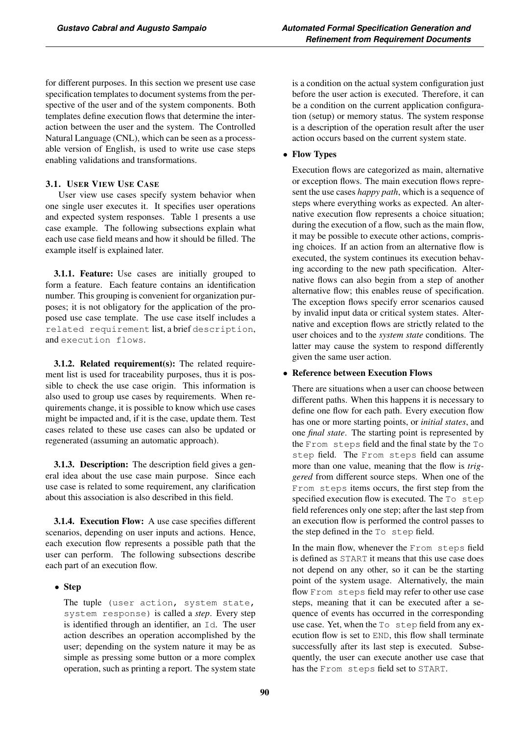for different purposes. In this section we present use case specification templates to document systems from the perspective of the user and of the system components. Both templates define execution flows that determine the interaction between the user and the system. The Controlled Natural Language (CNL), which can be seen as a processable version of English, is used to write use case steps enabling validations and transformations.

### 3.1. User View Use Case

User view use cases specify system behavior when one single user executes it. It specifies user operations and expected system responses. Table 1 presents a use case example. The following subsections explain what each use case field means and how it should be filled. The example itself is explained later.

**3.1.1. Feature:** Use cases are initially grouped to form a feature. Each feature contains an identification number. This grouping is convenient for organization purposes; it is not obligatory for the application of the proposed use case template. The use case itself includes a `related requirement` list, a brief `description`, and `execution flows`.

**3.1.2. Related requirement(s):** The related requirement list is used for traceability purposes, thus it is possible to check the use case origin. This information is also used to group use cases by requirements. When requirements change, it is possible to know which use cases might be impacted and, if it is the case, update them. Test cases related to these use cases can also be updated or regenerated (assuming an automatic approach).

**3.1.3. Description:** The description field gives a general idea about the use case main purpose. Since each use case is related to some requirement, any clarification about this association is also described in this field.

**3.1.4. Execution Flow:** A use case specifies different scenarios, depending on user inputs and actions. Hence, each execution flow represents a possible path that the user can perform. The following subsections describe each part of an execution flow.

- **Step**

  The tuple `(user action, system state, system response)` is called a *step*. Every step is identified through an identifier, an `Id`. The user action describes an operation accomplished by the user; depending on the system nature it may be as simple as pressing some button or a more complex operation, such as printing a report. The system state is a condition on the actual system configuration just before the user action is executed. Therefore, it can be a condition on the current application configuration (setup) or memory status. The system response is a description of the operation result after the user action occurs based on the current system state.

- **Flow Types**

  Execution flows are categorized as main, alternative or exception flows. The main execution flows represent the use cases *happy path*, which is a sequence of steps where everything works as expected. An alternative execution flow represents a choice situation; during the execution of a flow, such as the main flow, it may be possible to execute other actions, comprising choices. If an action from an alternative flow is executed, the system continues its execution behaving according to the new path specification. Alternative flows can also begin from a step of another alternative flow; this enables reuse of specification. The exception flows specify error scenarios caused by invalid input data or critical system states. Alternative and exception flows are strictly related to the user choices and to the *system state* conditions. The latter may cause the system to respond differently given the same user action.

- **Reference between Execution Flows**

  There are situations when a user can choose between different paths. When this happens it is necessary to define one flow for each path. Every execution flow has one or more starting points, or *initial states*, and one *final state*. The starting point is represented by the `From steps` field and the final state by the `To step` field. The `From steps` field can assume more than one value, meaning that the flow is *triggered* from different source steps. When one of the `From steps` items occurs, the first step from the specified execution flow is executed. The `To step` field references only one step; after the last step from an execution flow is performed the control passes to the step defined in the `To step` field.

  In the main flow, whenever the `From steps` field is defined as `START` it means that this use case does not depend on any other, so it can be the starting point of the system usage. Alternatively, the main flow `From steps` field may refer to other use case steps, meaning that it can be executed after a sequence of events has occurred in the corresponding use case. Yet, when the `To step` field from any execution flow is set to `END`, this flow shall terminate successfully after its last step is executed. Subsequently, the user can execute another use case that has the `From steps` field set to `START`.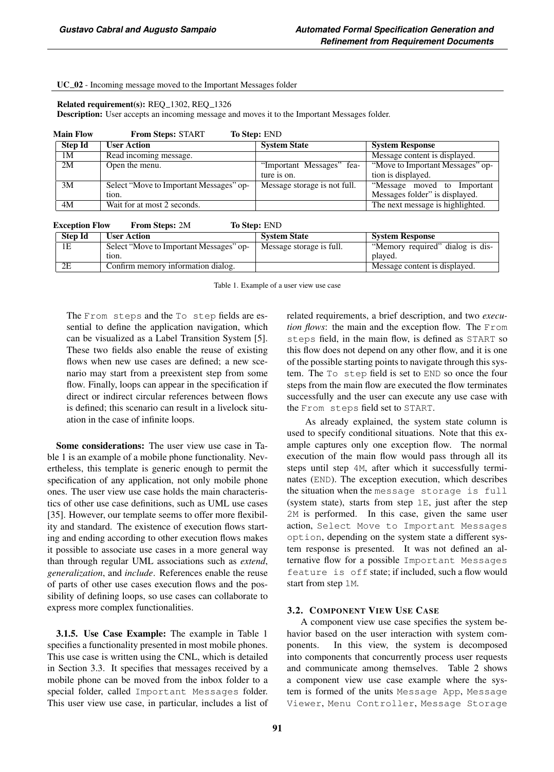**UC_02** - Incoming message moved to the Important Messages folder

**Related requirement(s):** REQ_1302, REQ_1326
**Description:** User accepts an incoming message and moves it to the Important Messages folder.

**Main Flow** **From Steps:** START **To Step:** END

| Step Id | User Action | System State | System Response |
|---|---|---|---|
| 1M | Read incoming message. | | Message content is displayed. |
| 2M | Open the menu. | "Important Messages" feature is on. | "Move to Important Messages" option is displayed. |
| 3M | Select "Move to Important Messages" option. | Message storage is not full. | "Message moved to Important Messages folder" is displayed. |
| 4M | Wait for at most 2 seconds. | | The next message is highlighted. |

**Exception Flow** **From Steps:** 2M **To Step:** END

| Step Id | User Action | System State | System Response |
|---|---|---|---|
| 1E | Select "Move to Important Messages" option. | Message storage is full. | "Memory required" dialog is displayed. |
| 2E | Confirm memory information dialog. | | Message content is displayed. |

Table 1. Example of a user view use case

The From steps and the To step fields are essential to define the application navigation, which can be visualized as a Label Transition System [5]. These two fields also enable the reuse of existing flows when new use cases are defined; a new scenario may start from a preexistent step from some flow. Finally, loops can appear in the specification if direct or indirect circular references between flows is defined; this scenario can result in a livelock situation in the case of infinite loops.

**Some considerations:** The user view use case in Table 1 is an example of a mobile phone functionality. Nevertheless, this template is generic enough to permit the specification of any application, not only mobile phone ones. The user view use case holds the main characteristics of other use case definitions, such as UML use cases [35]. However, our template seems to offer more flexibility and standard. The existence of execution flows starting and ending according to other execution flows makes it possible to associate use cases in a more general way than through regular UML associations such as *extend*, *generalization*, and *include*. References enable the reuse of parts of other use cases execution flows and the possibility of defining loops, so use cases can collaborate to express more complex functionalities.

**3.1.5. Use Case Example:** The example in Table 1 specifies a functionality presented in most mobile phones. This use case is written using the CNL, which is detailed in Section 3.3. It specifies that messages received by a mobile phone can be moved from the inbox folder to a special folder, called Important Messages folder. This user view use case, in particular, includes a list of related requirements, a brief description, and two *execution flows*: the main and the exception flow. The From steps field, in the main flow, is defined as START so this flow does not depend on any other flow, and it is one of the possible starting points to navigate through this system. The To step field is set to END so once the four steps from the main flow are executed the flow terminates successfully and the user can execute any use case with the From steps field set to START.

As already explained, the system state column is used to specify conditional situations. Note that this example captures only one exception flow. The normal execution of the main flow would pass through all its steps until step 4M, after which it successfully terminates (END). The exception execution, which describes the situation when the message storage is full (system state), starts from step 1E, just after the step 2M is performed. In this case, given the same user action, Select Move to Important Messages option, depending on the system state a different system response is presented. It was not defined an alternative flow for a possible Important Messages feature is off state; if included, such a flow would start from step 1M.

### 3.2. Component View Use Case

A component view use case specifies the system behavior based on the user interaction with system components. In this view, the system is decomposed into components that concurrently process user requests and communicate among themselves. Table 2 shows a component view use case example where the system is formed of the units Message App, Message Viewer, Menu Controller, Message Storage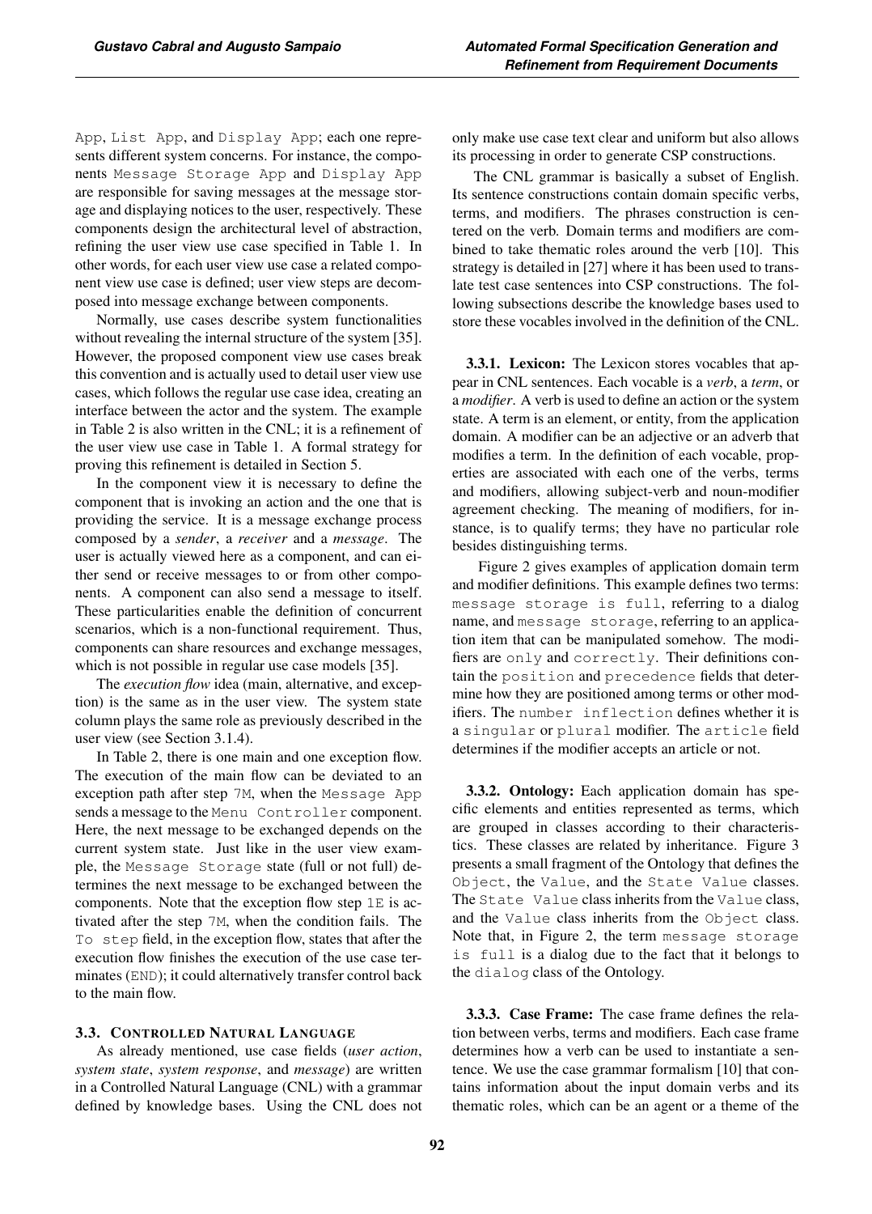App, List App, and Display App; each one represents different system concerns. For instance, the components Message Storage App and Display App are responsible for saving messages at the message storage and displaying notices to the user, respectively. These components design the architectural level of abstraction, refining the user view use case specified in Table 1. In other words, for each user view use case a related component view use case is defined; user view steps are decomposed into message exchange between components.

Normally, use cases describe system functionalities without revealing the internal structure of the system [35]. However, the proposed component view use cases break this convention and is actually used to detail user view use cases, which follows the regular use case idea, creating an interface between the actor and the system. The example in Table 2 is also written in the CNL; it is a refinement of the user view use case in Table 1. A formal strategy for proving this refinement is detailed in Section 5.

In the component view it is necessary to define the component that is invoking an action and the one that is providing the service. It is a message exchange process composed by a *sender*, a *receiver* and a *message*. The user is actually viewed here as a component, and can either send or receive messages to or from other components. A component can also send a message to itself. These particularities enable the definition of concurrent scenarios, which is a non-functional requirement. Thus, components can share resources and exchange messages, which is not possible in regular use case models [35].

The *execution flow* idea (main, alternative, and exception) is the same as in the user view. The system state column plays the same role as previously described in the user view (see Section 3.1.4).

In Table 2, there is one main and one exception flow. The execution of the main flow can be deviated to an exception path after step 7M, when the Message App sends a message to the Menu Controller component. Here, the next message to be exchanged depends on the current system state. Just like in the user view example, the Message Storage state (full or not full) determines the next message to be exchanged between the components. Note that the exception flow step 1E is activated after the step 7M, when the condition fails. The To step field, in the exception flow, states that after the exception flow finishes the execution of the use case terminates (END); it could alternatively transfer control back to the main flow.

### 3.3. Controlled Natural Language

As already mentioned, use case fields (*user action*, *system state*, *system response*, and *message*) are written in a Controlled Natural Language (CNL) with a grammar defined by knowledge bases. Using the CNL does not only make use case text clear and uniform but also allows its processing in order to generate CSP constructions.

The CNL grammar is basically a subset of English. Its sentence constructions contain domain specific verbs, terms, and modifiers. The phrases construction is centered on the verb. Domain terms and modifiers are combined to take thematic roles around the verb [10]. This strategy is detailed in [27] where it has been used to translate test case sentences into CSP constructions. The following subsections describe the knowledge bases used to store these vocables involved in the definition of the CNL.

**3.3.1. Lexicon:** The Lexicon stores vocables that appear in CNL sentences. Each vocable is a *verb*, a *term*, or a *modifier*. A verb is used to define an action or the system state. A term is an element, or entity, from the application domain. A modifier can be an adjective or an adverb that modifies a term. In the definition of each vocable, properties are associated with each one of the verbs, terms and modifiers, allowing subject-verb and noun-modifier agreement checking. The meaning of modifiers, for instance, is to qualify terms; they have no particular role besides distinguishing terms.

Figure 2 gives examples of application domain term and modifier definitions. This example defines two terms: message storage is full, referring to a dialog name, and message storage, referring to an application item that can be manipulated somehow. The modifiers are only and correctly. Their definitions contain the position and precedence fields that determine how they are positioned among terms or other modifiers. The number inflection defines whether it is a singular or plural modifier. The article field determines if the modifier accepts an article or not.

**3.3.2. Ontology:** Each application domain has specific elements and entities represented as terms, which are grouped in classes according to their characteristics. These classes are related by inheritance. Figure 3 presents a small fragment of the Ontology that defines the Object, the Value, and the State Value classes. The State Value class inherits from the Value class, and the Value class inherits from the Object class. Note that, in Figure 2, the term message storage is full is a dialog due to the fact that it belongs to the dialog class of the Ontology.

**3.3.3. Case Frame:** The case frame defines the relation between verbs, terms and modifiers. Each case frame determines how a verb can be used to instantiate a sentence. We use the case grammar formalism [10] that contains information about the input domain verbs and its thematic roles, which can be an agent or a theme of the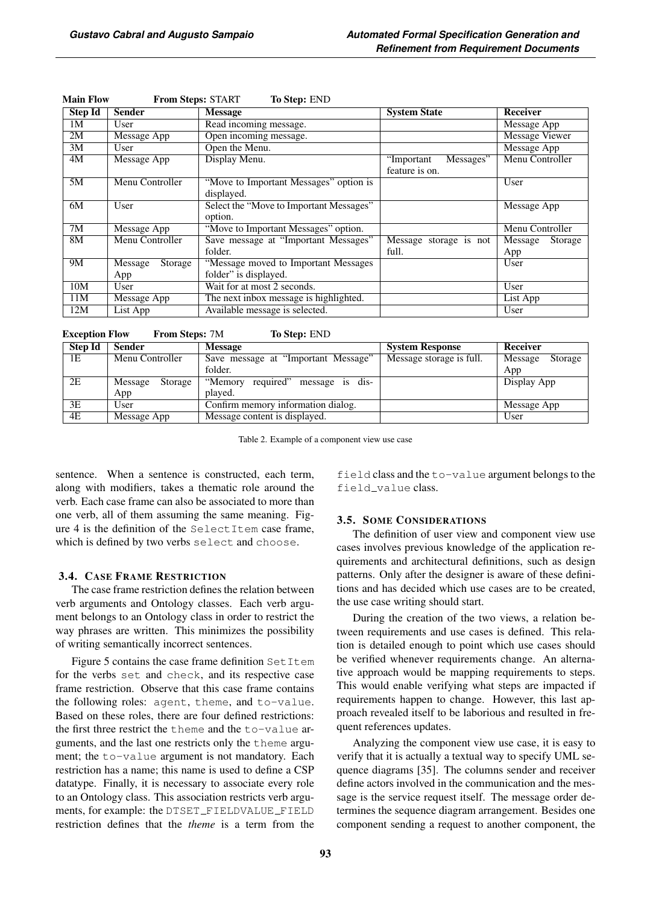**Main Flow** **From Steps:** START **To Step:** END

| Step Id | Sender | Message | System State | Receiver |
|---|---|---|---|---|
| 1M | User | Read incoming message. | | Message App |
| 2M | Message App | Open incoming message. | | Message Viewer |
| 3M | User | Open the Menu. | | Message App |
| 4M | Message App | Display Menu. | "Important Messages" feature is on. | Menu Controller |
| 5M | Menu Controller | "Move to Important Messages" option is displayed. | | User |
| 6M | User | Select the "Move to Important Messages" option. | | Message App |
| 7M | Message App | "Move to Important Messages" option. | | Menu Controller |
| 8M | Menu Controller | Save message at "Important Messages" folder. | Message storage is not full. | Message Storage App |
| 9M | Message Storage App | "Message moved to Important Messages folder" is displayed. | | User |
| 10M | User | Wait for at most 2 seconds. | | User |
| 11M | Message App | The next inbox message is highlighted. | | List App |
| 12M | List App | Available message is selected. | | User |

**Exception Flow** **From Steps:** 7M **To Step:** END

| Step Id | Sender | Message | System Response | Receiver |
|---|---|---|---|---|
| 1E | Menu Controller | Save message at "Important Message" folder. | Message storage is full. | Message Storage App |
| 2E | Message Storage App | "Memory required" message is displayed. | | Display App |
| 3E | User | Confirm memory information dialog. | | Message App |
| 4E | Message App | Message content is displayed. | | User |

Table 2. Example of a component view use case

sentence. When a sentence is constructed, each term, along with modifiers, takes a thematic role around the verb. Each case frame can also be associated to more than one verb, all of them assuming the same meaning. Figure 4 is the definition of the `SelectItem` case frame, which is defined by two verbs `select` and `choose`.

### 3.4. Case Frame Restriction

The case frame restriction defines the relation between verb arguments and Ontology classes. Each verb argument belongs to an Ontology class in order to restrict the way phrases are written. This minimizes the possibility of writing semantically incorrect sentences.

Figure 5 contains the case frame definition `SetItem` for the verbs `set` and `check`, and its respective case frame restriction. Observe that this case frame contains the following roles: `agent`, `theme`, and `to-value`. Based on these roles, there are four defined restrictions: the first three restrict the `theme` and the `to-value` arguments, and the last one restricts only the `theme` argument; the `to-value` argument is not mandatory. Each restriction has a name; this name is used to define a CSP datatype. Finally, it is necessary to associate every role to an Ontology class. This association restricts verb arguments, for example: the `DTSET_FIELDVALUE_FIELD` restriction defines that the *theme* is a term from the `field` class and the `to-value` argument belongs to the `field_value` class.

### 3.5. Some Considerations

The definition of user view and component view use cases involves previous knowledge of the application requirements and architectural definitions, such as design patterns. Only after the designer is aware of these definitions and has decided which use cases are to be created, the use case writing should start.

During the creation of the two views, a relation between requirements and use cases is defined. This relation is detailed enough to point which use cases should be verified whenever requirements change. An alternative approach would be mapping requirements to steps. This would enable verifying what steps are impacted if requirements happen to change. However, this last approach revealed itself to be laborious and resulted in frequent references updates.

Analyzing the component view use case, it is easy to verify that it is actually a textual way to specify UML sequence diagrams [35]. The columns sender and receiver define actors involved in the communication and the message is the service request itself. The message order determines the sequence diagram arrangement. Besides one component sending a request to another component, the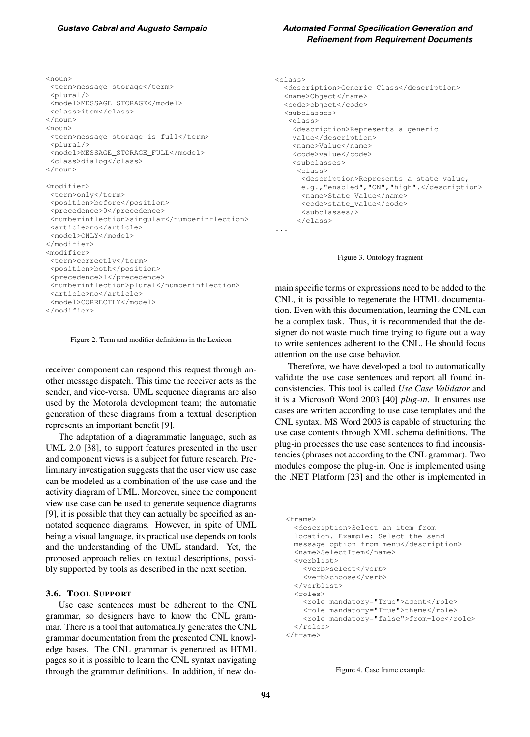```
<noun>
 <term>message storage</term>
 <plural/>
 <model>MESSAGE_STORAGE</model>
 <class>item</class>
</noun>
<noun>
 <term>message storage is full</term>
 <plural/>
 <model>MESSAGE_STORAGE_FULL</model>
 <class>dialog</class>
</noun>

<modifier>
 <term>only</term>
 <position>before</position>
 <precedence>0</precedence>
 <numberinflection>singular</numberinflection>
 <article>no</article>
 <model>ONLY</model>
</modifier>
<modifier>
 <term>correctly</term>
 <position>both</position>
 <precedence>1</precedence>
 <numberinflection>plural</numberinflection>
 <article>no</article>
 <model>CORRECTLY</model>
</modifier>
```

Figure 2. Term and modifier definitions in the Lexicon

receiver component can respond this request through another message dispatch. This time the receiver acts as the sender, and vice-versa. UML sequence diagrams are also used by the Motorola development team; the automatic generation of these diagrams from a textual description represents an important benefit [9].

The adaptation of a diagrammatic language, such as UML 2.0 [38], to support features presented in the user and component views is a subject for future research. Preliminary investigation suggests that the user view use case can be modeled as a combination of the use case and the activity diagram of UML. Moreover, since the component view use case can be used to generate sequence diagrams [9], it is possible that they can actually be specified as annotated sequence diagrams. However, in spite of UML being a visual language, its practical use depends on tools and the understanding of the UML standard. Yet, the proposed approach relies on textual descriptions, possibly supported by tools as described in the next section.

### 3.6. Tool Support

Use case sentences must be adherent to the CNL grammar, so designers have to know the CNL grammar. There is a tool that automatically generates the CNL grammar documentation from the presented CNL knowledge bases. The CNL grammar is generated as HTML pages so it is possible to learn the CNL syntax navigating through the grammar definitions. In addition, if new domain specific terms or expressions need to be added to the CNL, it is possible to regenerate the HTML documentation. Even with this documentation, learning the CNL can be a complex task. Thus, it is recommended that the designer do not waste much time trying to figure out a way to write sentences adherent to the CNL. He should focus attention on the use case behavior.

```
<class>
  <description>Generic Class</description>
  <name>Object</name>
  <code>object</code>
  <subclasses>
   <class>
    <description>Represents a generic
    value</description>
    <name>Value</name>
    <code>value</code>
    <subclasses>
     <class>
      <description>Represents a state value,
      e.g.,"enabled","ON","high".</description>
      <name>State Value</name>
      <code>state_value</code>
      <subclasses/>
     </class>
...
```

Figure 3. Ontology fragment

Therefore, we have developed a tool to automatically validate the use case sentences and report all found inconsistencies. This tool is called *Use Case Validator* and it is a Microsoft Word 2003 [40] *plug-in*. It ensures use cases are written according to use case templates and the CNL syntax. MS Word 2003 is capable of structuring the use case contents through XML schema definitions. The plug-in processes the use case sentences to find inconsistencies (phrases not according to the CNL grammar). Two modules compose the plug-in. One is implemented using the .NET Platform [23] and the other is implemented in

```
<frame>
  <description>Select an item from
  location. Example: Select the send
  message option from menu</description>
  <name>SelectItem</name>
  <verblist>
    <verb>select</verb>
    <verb>choose</verb>
  </verblist>
  <roles>
    <role mandatory="True">agent</role>
    <role mandatory="True">theme</role>
    <role mandatory="false">from-loc</role>
  </roles>
</frame>
```

Figure 4. Case frame example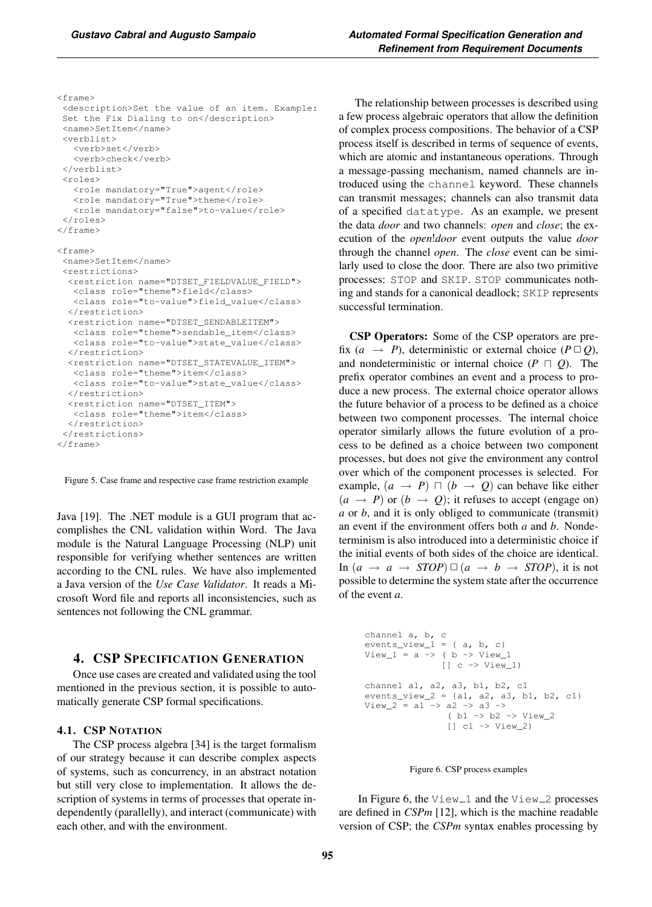```
<frame>
 <description>Set the value of an item. Example:
 Set the Fix Dialing to on</description>
 <name>SetItem</name>
 <verblist>
   <verb>set</verb>
   <verb>check</verb>
 </verblist>
 <roles>
   <role mandatory="True">agent</role>
   <role mandatory="True">theme</role>
   <role mandatory="false">to-value</role>
 </roles>
</frame>

<frame>
 <name>SetItem</name>
 <restrictions>
  <restriction name="DTSET_FIELDVALUE_FIELD">
   <class role="theme">field</class>
   <class role="to-value">field_value</class>
  </restriction>
  <restriction name="DTSET_SENDABLEITEM">
   <class role="theme">sendable_item</class>
   <class role="to-value">state_value</class>
  </restriction>
  <restriction name="DTSET_STATEVALUE_ITEM">
   <class role="theme">item</class>
   <class role="to-value">state_value</class>
  </restriction>
  <restriction name="DTSET_ITEM">
   <class role="theme">item</class>
  </restriction>
 </restrictions>
</frame>
```

Figure 5. Case frame and respective case frame restriction example

Java [19]. The .NET module is a GUI program that accomplishes the CNL validation within Word. The Java module is the Natural Language Processing (NLP) unit responsible for verifying whether sentences are written according to the CNL rules. We have also implemented a Java version of the *Use Case Validator*. It reads a Microsoft Word file and reports all inconsistencies, such as sentences not following the CNL grammar.

## 4. CSP SPECIFICATION GENERATION

Once use cases are created and validated using the tool mentioned in the previous section, it is possible to automatically generate CSP formal specifications.

### 4.1. CSP NOTATION

The CSP process algebra [34] is the target formalism of our strategy because it can describe complex aspects of systems, such as concurrency, in an abstract notation but still very close to implementation. It allows the description of systems in terms of processes that operate independently (parallelly), and interact (communicate) with each other, and with the environment.

The relationship between processes is described using a few process algebraic operators that allow the definition of complex process compositions. The behavior of a CSP process itself is described in terms of sequence of events, which are atomic and instantaneous operations. Through a message-passing mechanism, named channels are introduced using the `channel` keyword. These channels can transmit messages; channels can also transmit data of a specified `datatype`. As an example, we present the data *door* and two channels: *open* and *close*; the execution of the *open*!*door* event outputs the value *door* through the channel *open*. The *close* event can be similarly used to close the door. There are also two primitive processes: `STOP` and `SKIP`. `STOP` communicates nothing and stands for a canonical deadlock; `SKIP` represents successful termination.

**CSP Operators:** Some of the CSP operators are prefix ($a \rightarrow P$), deterministic or external choice ($P \Box Q$), and nondeterministic or internal choice ($P \sqcap Q$). The prefix operator combines an event and a process to produce a new process. The external choice operator allows the future behavior of a process to be defined as a choice between two component processes. The internal choice operator similarly allows the future evolution of a process to be defined as a choice between two component processes, but does not give the environment any control over which of the component processes is selected. For example, $(a \rightarrow P) \sqcap (b \rightarrow Q)$ can behave like either $(a \rightarrow P)$ or $(b \rightarrow Q)$; it refuses to accept (engage on) $a$ or $b$, and it is only obliged to communicate (transmit) an event if the environment offers both $a$ and $b$. Nondeterminism is also introduced into a deterministic choice if the initial events of both sides of the choice are identical. In $(a \rightarrow a \rightarrow STOP) \Box (a \rightarrow b \rightarrow STOP)$, it is not possible to determine the system state after the occurrence of the event $a$.

```
channel a, b, c
events_view_1 = { a, b, c}
View_1 = a -> ( b -> View_1
              [] c -> View_1)

channel a1, a2, a3, b1, b2, c1
events_view_2 = {a1, a2, a3, b1, b2, c1}
View_2 = a1 -> a2 -> a3 ->
               ( b1 -> b2 -> View_2
               [] c1 -> View_2)
```

Figure 6. CSP process examples

In Figure 6, the `View_1` and the `View_2` processes are defined in *CSPm* [12], which is the machine readable version of CSP; the *CSPm* syntax enables processing by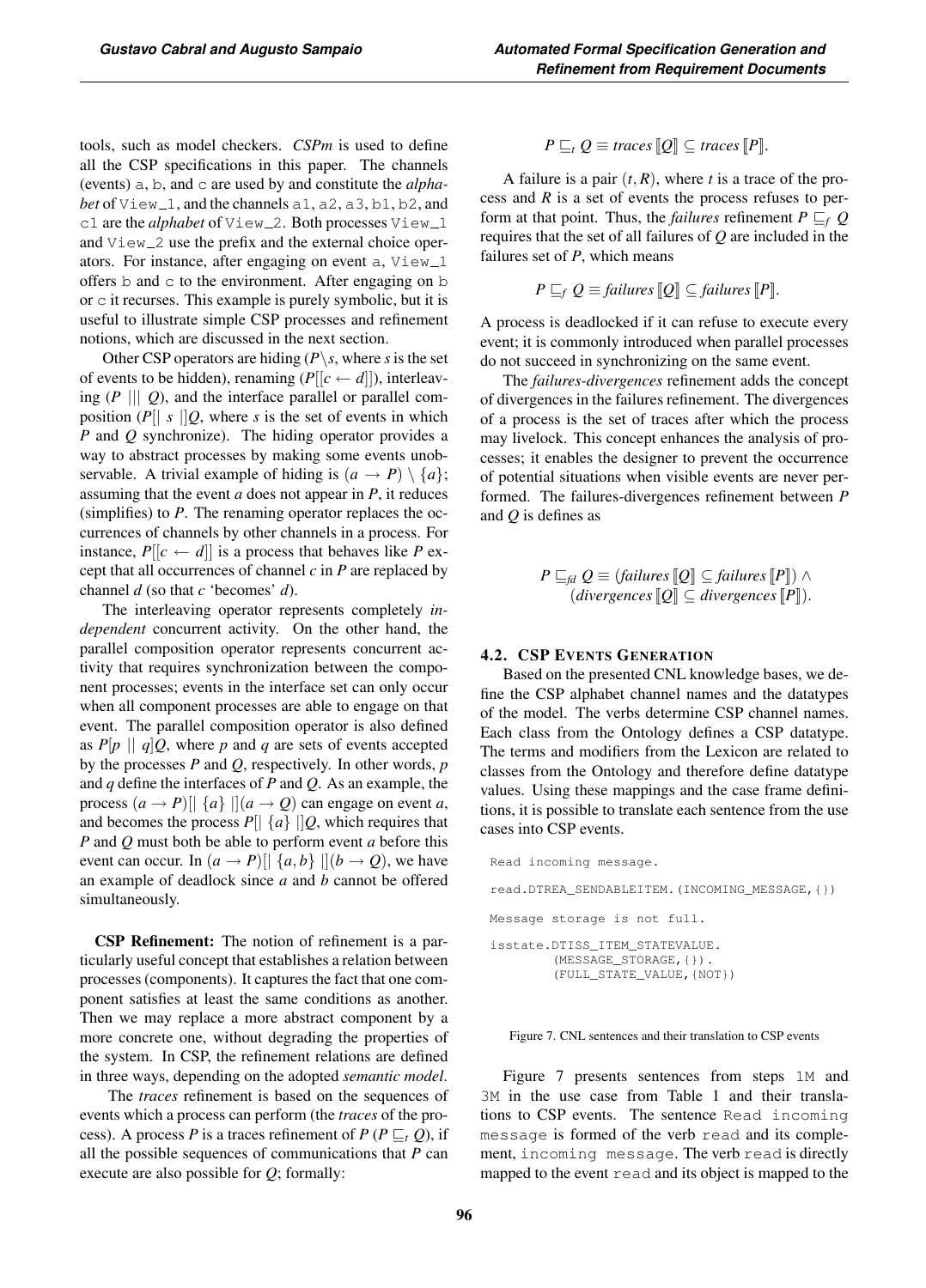tools, such as model checkers. *CSPm* is used to define all the CSP specifications in this paper. The channels (events) `a`, `b`, and `c` are used by and constitute the *alphabet* of `View_1`, and the channels `a1`, `a2`, `a3`, `b1`, `b2`, and `c1` are the *alphabet* of `View_2`. Both processes `View_1` and `View_2` use the prefix and the external choice operators. For instance, after engaging on event `a`, `View_1` offers `b` and `c` to the environment. After engaging on `b` or `c` it recurses. This example is purely symbolic, but it is useful to illustrate simple CSP processes and refinement notions, which are discussed in the next section.

Other CSP operators are hiding ($P \backslash s$, where $s$ is the set of events to be hidden), renaming ($P[[c \leftarrow d]]$), interleaving ($P \; ||| \; Q$), and the interface parallel or parallel composition ($P[| \; s \; |]Q$, where $s$ is the set of events in which $P$ and $Q$ synchronize). The hiding operator provides a way to abstract processes by making some events unobservable. A trivial example of hiding is $(a \rightarrow P) \setminus \{a\}$; assuming that the event $a$ does not appear in $P$, it reduces (simplifies) to $P$. The renaming operator replaces the occurrences of channels by other channels in a process. For instance, $P[[c \leftarrow d]]$ is a process that behaves like $P$ except that all occurrences of channel $c$ in $P$ are replaced by channel $d$ (so that $c$ 'becomes' $d$).

The interleaving operator represents completely *independent* concurrent activity. On the other hand, the parallel composition operator represents concurrent activity that requires synchronization between the component processes; events in the interface set can only occur when all component processes are able to engage on that event. The parallel composition operator is also defined as $P[p \; || \; q]Q$, where $p$ and $q$ are sets of events accepted by the processes $P$ and $Q$, respectively. In other words, $p$ and $q$ define the interfaces of $P$ and $Q$. As an example, the process $(a \rightarrow P)[| \; \{a\} \; |](a \rightarrow Q)$ can engage on event $a$, and becomes the process $P[| \; \{a\} \; |]Q$, which requires that $P$ and $Q$ must both be able to perform event $a$ before this event can occur. In $(a \rightarrow P)[| \; \{a, b\} \; |](b \rightarrow Q)$, we have an example of deadlock since $a$ and $b$ cannot be offered simultaneously.

**CSP Refinement:** The notion of refinement is a particularly useful concept that establishes a relation between processes (components). It captures the fact that one component satisfies at least the same conditions as another. Then we may replace a more abstract component by a more concrete one, without degrading the properties of the system. In CSP, the refinement relations are defined in three ways, depending on the adopted *semantic model*.

The *traces* refinement is based on the sequences of events which a process can perform (the *traces* of the process). A process $P$ is a traces refinement of $P$ ($P \sqsubseteq_t Q$), if all the possible sequences of communications that $P$ can execute are also possible for $Q$; formally:

$$P \sqsubseteq_t Q \equiv traces\,[\![Q]\!] \subseteq traces\,[\![P]\!].$$

A failure is a pair $(t, R)$, where $t$ is a trace of the process and $R$ is a set of events the process refuses to perform at that point. Thus, the *failures* refinement $P \sqsubseteq_f Q$ requires that the set of all failures of $Q$ are included in the failures set of $P$, which means

$$P \sqsubseteq_f Q \equiv failures\,[\![Q]\!] \subseteq failures\,[\![P]\!].$$

A process is deadlocked if it can refuse to execute every event; it is commonly introduced when parallel processes do not succeed in synchronizing on the same event.

The *failures-divergences* refinement adds the concept of divergences in the failures refinement. The divergences of a process is the set of traces after which the process may livelock. This concept enhances the analysis of processes; it enables the designer to prevent the occurrence of potential situations when visible events are never performed. The failures-divergences refinement between $P$ and $Q$ is defines as

$$P \sqsubseteq_{fd} Q \equiv (failures\,[\![Q]\!] \subseteq failures\,[\![P]\!]) \wedge (divergences\,[\![Q]\!] \subseteq divergences\,[\![P]\!]).$$

### 4.2. CSP Events Generation

Based on the presented CNL knowledge bases, we define the CSP alphabet channel names and the datatypes of the model. The verbs determine CSP channel names. Each class from the Ontology defines a CSP datatype. The terms and modifiers from the Lexicon are related to classes from the Ontology and therefore define datatype values. Using these mappings and the case frame definitions, it is possible to translate each sentence from the use cases into CSP events.

```
Read incoming message.

read.DTREA_SENDABLEITEM.(INCOMING_MESSAGE,{})

Message storage is not full.

isstate.DTISS_ITEM_STATEVALUE.
        (MESSAGE_STORAGE,{}).
        (FULL_STATE_VALUE,{NOT})
```

Figure 7. CNL sentences and their translation to CSP events

Figure 7 presents sentences from steps `1M` and `3M` in the use case from Table 1 and their translations to CSP events. The sentence `Read incoming message` is formed of the verb `read` and its complement, `incoming message`. The verb `read` is directly mapped to the event `read` and its object is mapped to the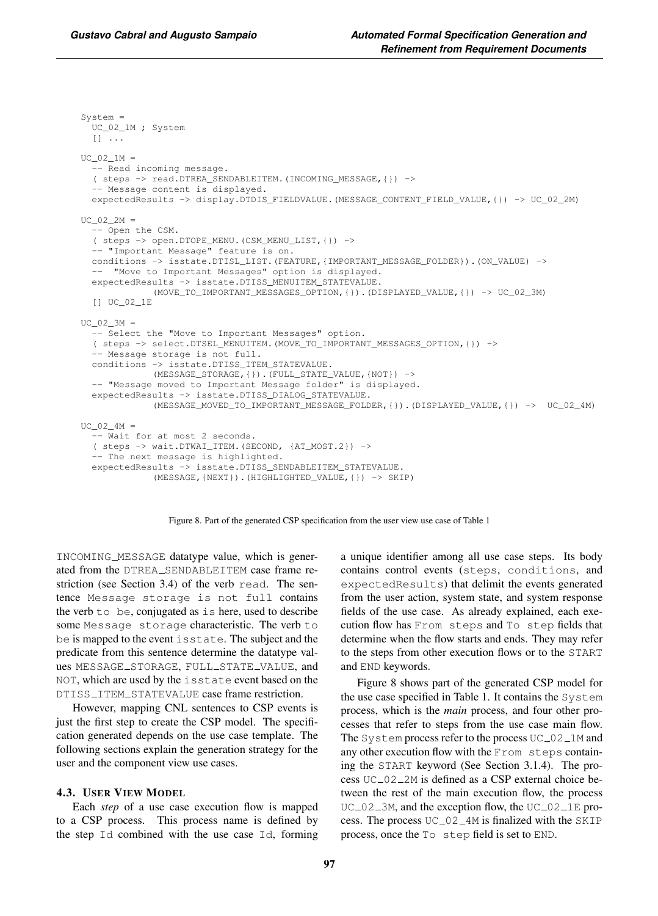```
System =
  UC_02_1M ; System
  [] ...

UC_02_1M =
  -- Read incoming message.
  ( steps -> read.DTREA_SENDABLEITEM.(INCOMING_MESSAGE,{}) ->
  -- Message content is displayed.
  expectedResults -> display.DTDIS_FIELDVALUE.(MESSAGE_CONTENT_FIELD_VALUE,{}) -> UC_02_2M)

UC_02_2M =
  -- Open the CSM.
  ( steps -> open.DTOPE_MENU.(CSM_MENU_LIST,{}) ->
  -- "Important Message" feature is on.
  conditions -> isstate.DTISL_LIST.(FEATURE,{IMPORTANT_MESSAGE_FOLDER}).(ON_VALUE) ->
  --  "Move to Important Messages" option is displayed.
  expectedResults -> isstate.DTISS_MENUITEM_STATEVALUE.
            (MOVE_TO_IMPORTANT_MESSAGES_OPTION,{}).(DISPLAYED_VALUE,{}) -> UC_02_3M)
  [] UC_02_1E

UC_02_3M =
  -- Select the "Move to Important Messages" option.
  ( steps -> select.DTSEL_MENUITEM.(MOVE_TO_IMPORTANT_MESSAGES_OPTION,{}) ->
  -- Message storage is not full.
  conditions -> isstate.DTISS_ITEM_STATEVALUE.
            (MESSAGE_STORAGE,{}).(FULL_STATE_VALUE,{NOT}) ->
  -- "Message moved to Important Message folder" is displayed.
  expectedResults -> isstate.DTISS_DIALOG_STATEVALUE.
            (MESSAGE_MOVED_TO_IMPORTANT_MESSAGE_FOLDER,{}).(DISPLAYED_VALUE,{}) ->  UC_02_4M)

UC_02_4M =
  -- Wait for at most 2 seconds.
  ( steps -> wait.DTWAI_ITEM.(SECOND, {AT_MOST.2}) ->
  -- The next message is highlighted.
  expectedResults -> isstate.DTISS_SENDABLEITEM_STATEVALUE.
            (MESSAGE,{NEXT}).(HIGHLIGHTED_VALUE,{}) -> SKIP)
```

Figure 8. Part of the generated CSP specification from the user view use case of Table 1

INCOMING_MESSAGE datatype value, which is generated from the DTREA_SENDABLEITEM case frame restriction (see Section 3.4) of the verb read. The sentence Message storage is not full contains the verb to be, conjugated as is here, used to describe some Message storage characteristic. The verb to be is mapped to the event isstate. The subject and the predicate from this sentence determine the datatype values MESSAGE_STORAGE, FULL_STATE_VALUE, and NOT, which are used by the isstate event based on the DTISS_ITEM_STATEVALUE case frame restriction.

However, mapping CNL sentences to CSP events is just the first step to create the CSP model. The specification generated depends on the use case template. The following sections explain the generation strategy for the user and the component view use cases.

### 4.3. User View Model

Each *step* of a use case execution flow is mapped to a CSP process. This process name is defined by the step Id combined with the use case Id, forming a unique identifier among all use case steps. Its body contains control events (steps, conditions, and expectedResults) that delimit the events generated from the user action, system state, and system response fields of the use case. As already explained, each execution flow has From steps and To step fields that determine when the flow starts and ends. They may refer to the steps from other execution flows or to the START and END keywords.

Figure 8 shows part of the generated CSP model for the use case specified in Table 1. It contains the System process, which is the *main* process, and four other processes that refer to steps from the use case main flow. The System process refer to the process UC_02_1M and any other execution flow with the From steps containing the START keyword (See Section 3.1.4). The process UC_02_2M is defined as a CSP external choice between the rest of the main execution flow, the process UC_02_3M, and the exception flow, the UC_02_1E process. The process UC_02_4M is finalized with the SKIP process, once the To step field is set to END.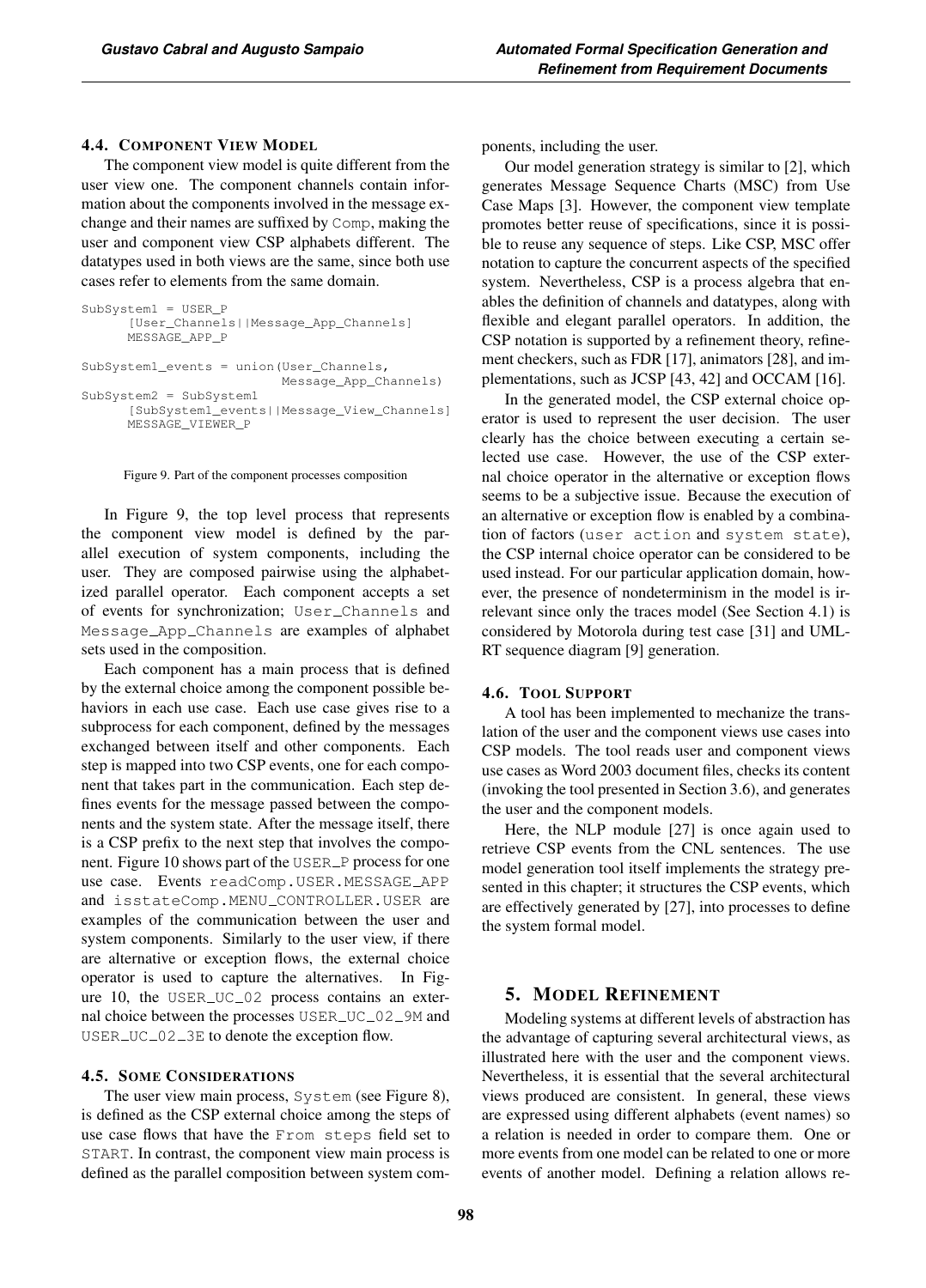### 4.4. Component View Model

The component view model is quite different from the user view one. The component channels contain information about the components involved in the message exchange and their names are suffixed by Comp, making the user and component view CSP alphabets different. The datatypes used in both views are the same, since both use cases refer to elements from the same domain.

```
SubSystem1 = USER_P
      [User_Channels||Message_App_Channels]
      MESSAGE_APP_P

SubSystem1_events = union(User_Channels,
                          Message_App_Channels)
SubSystem2 = SubSystem1
      [SubSystem1_events||Message_View_Channels]
      MESSAGE_VIEWER_P
```

Figure 9. Part of the component processes composition

In Figure 9, the top level process that represents the component view model is defined by the parallel execution of system components, including the user. They are composed pairwise using the alphabetized parallel operator. Each component accepts a set of events for synchronization; User_Channels and Message_App_Channels are examples of alphabet sets used in the composition.

Each component has a main process that is defined by the external choice among the component possible behaviors in each use case. Each use case gives rise to a subprocess for each component, defined by the messages exchanged between itself and other components. Each step is mapped into two CSP events, one for each component that takes part in the communication. Each step defines events for the message passed between the components and the system state. After the message itself, there is a CSP prefix to the next step that involves the component. Figure 10 shows part of the USER_P process for one use case. Events readComp.USER.MESSAGE_APP and isstateComp.MENU_CONTROLLER.USER are examples of the communication between the user and system components. Similarly to the user view, if there are alternative or exception flows, the external choice operator is used to capture the alternatives. In Figure 10, the USER_UC_02 process contains an external choice between the processes USER_UC_02_9M and USER_UC_02_3E to denote the exception flow.

### 4.5. Some Considerations

The user view main process, System (see Figure 8), is defined as the CSP external choice among the steps of use case flows that have the From steps field set to START. In contrast, the component view main process is defined as the parallel composition between system components, including the user.

Our model generation strategy is similar to [2], which generates Message Sequence Charts (MSC) from Use Case Maps [3]. However, the component view template promotes better reuse of specifications, since it is possible to reuse any sequence of steps. Like CSP, MSC offer notation to capture the concurrent aspects of the specified system. Nevertheless, CSP is a process algebra that enables the definition of channels and datatypes, along with flexible and elegant parallel operators. In addition, the CSP notation is supported by a refinement theory, refinement checkers, such as FDR [17], animators [28], and implementations, such as JCSP [43, 42] and OCCAM [16].

In the generated model, the CSP external choice operator is used to represent the user decision. The user clearly has the choice between executing a certain selected use case. However, the use of the CSP external choice operator in the alternative or exception flows seems to be a subjective issue. Because the execution of an alternative or exception flow is enabled by a combination of factors (user action and system state), the CSP internal choice operator can be considered to be used instead. For our particular application domain, however, the presence of nondeterminism in the model is irrelevant since only the traces model (See Section 4.1) is considered by Motorola during test case [31] and UML-RT sequence diagram [9] generation.

### 4.6. Tool Support

A tool has been implemented to mechanize the translation of the user and the component views use cases into CSP models. The tool reads user and component views use cases as Word 2003 document files, checks its content (invoking the tool presented in Section 3.6), and generates the user and the component models.

Here, the NLP module [27] is once again used to retrieve CSP events from the CNL sentences. The use model generation tool itself implements the strategy presented in this chapter; it structures the CSP events, which are effectively generated by [27], into processes to define the system formal model.

## 5. Model Refinement

Modeling systems at different levels of abstraction has the advantage of capturing several architectural views, as illustrated here with the user and the component views. Nevertheless, it is essential that the several architectural views produced are consistent. In general, these views are expressed using different alphabets (event names) so a relation is needed in order to compare them. One or more events from one model can be related to one or more events of another model. Defining a relation allows re-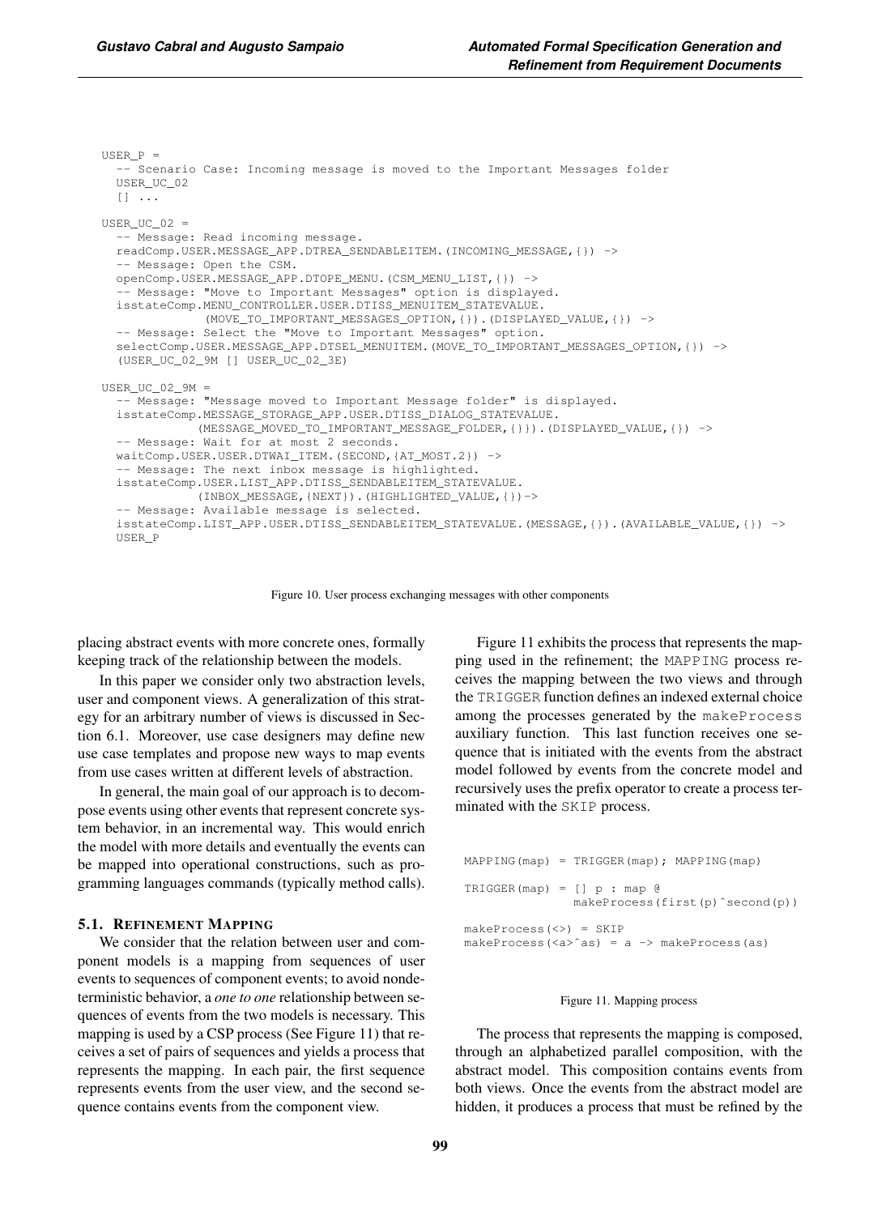```
USER_P =
  -- Scenario Case: Incoming message is moved to the Important Messages folder
  USER_UC_02
  [] ...

USER_UC_02 =
  -- Message: Read incoming message.
  readComp.USER.MESSAGE_APP.DTREA_SENDABLEITEM.(INCOMING_MESSAGE,{}) ->
  -- Message: Open the CSM.
  openComp.USER.MESSAGE_APP.DTOPE_MENU.(CSM_MENU_LIST,{}) ->
  -- Message: "Move to Important Messages" option is displayed.
  isstateComp.MENU_CONTROLLER.USER.DTISS_MENUITEM_STATEVALUE.
              (MOVE_TO_IMPORTANT_MESSAGES_OPTION,{}).(DISPLAYED_VALUE,{}) ->
  -- Message: Select the "Move to Important Messages" option.
  selectComp.USER.MESSAGE_APP.DTSEL_MENUITEM.(MOVE_TO_IMPORTANT_MESSAGES_OPTION,{}) ->
  (USER_UC_02_9M [] USER_UC_02_3E)

USER_UC_02_9M =
  -- Message: "Message moved to Important Message folder" is displayed.
  isstateComp.MESSAGE_STORAGE_APP.USER.DTISS_DIALOG_STATEVALUE.
             (MESSAGE_MOVED_TO_IMPORTANT_MESSAGE_FOLDER,{}}).(DISPLAYED_VALUE,{}) ->
  -- Message: Wait for at most 2 seconds.
  waitComp.USER.USER.DTWAI_ITEM.(SECOND,{AT_MOST.2}) ->
  -- Message: The next inbox message is highlighted.
  isstateComp.USER.LIST_APP.DTISS_SENDABLEITEM_STATEVALUE.
             (INBOX_MESSAGE,{NEXT}).(HIGHLIGHTED_VALUE,{})->
  -- Message: Available message is selected.
  isstateComp.LIST_APP.USER.DTISS_SENDABLEITEM_STATEVALUE.(MESSAGE,{}).(AVAILABLE_VALUE,{}) ->
  USER_P
```

Figure 10. User process exchanging messages with other components

placing abstract events with more concrete ones, formally keeping track of the relationship between the models.

In this paper we consider only two abstraction levels, user and component views. A generalization of this strategy for an arbitrary number of views is discussed in Section 6.1. Moreover, use case designers may define new use case templates and propose new ways to map events from use cases written at different levels of abstraction.

In general, the main goal of our approach is to decompose events using other events that represent concrete system behavior, in an incremental way. This would enrich the model with more details and eventually the events can be mapped into operational constructions, such as programming languages commands (typically method calls).

### 5.1. Refinement Mapping

We consider that the relation between user and component models is a mapping from sequences of user events to sequences of component events; to avoid nondeterministic behavior, a *one to one* relationship between sequences of events from the two models is necessary. This mapping is used by a CSP process (See Figure 11) that receives a set of pairs of sequences and yields a process that represents the mapping. In each pair, the first sequence represents events from the user view, and the second sequence contains events from the component view.

Figure 11 exhibits the process that represents the mapping used in the refinement; the MAPPING process receives the mapping between the two views and through the TRIGGER function defines an indexed external choice among the processes generated by the makeProcess auxiliary function. This last function receives one sequence that is initiated with the events from the abstract model followed by events from the concrete model and recursively uses the prefix operator to create a process terminated with the SKIP process.

```
MAPPING(map) = TRIGGER(map); MAPPING(map)

TRIGGER(map) = [] p : map @
                 makeProcess(first(p)^second(p))

makeProcess(<>) = SKIP
makeProcess(<a>^as) = a -> makeProcess(as)
```

Figure 11. Mapping process

The process that represents the mapping is composed, through an alphabetized parallel composition, with the abstract model. This composition contains events from both views. Once the events from the abstract model are hidden, it produces a process that must be refined by the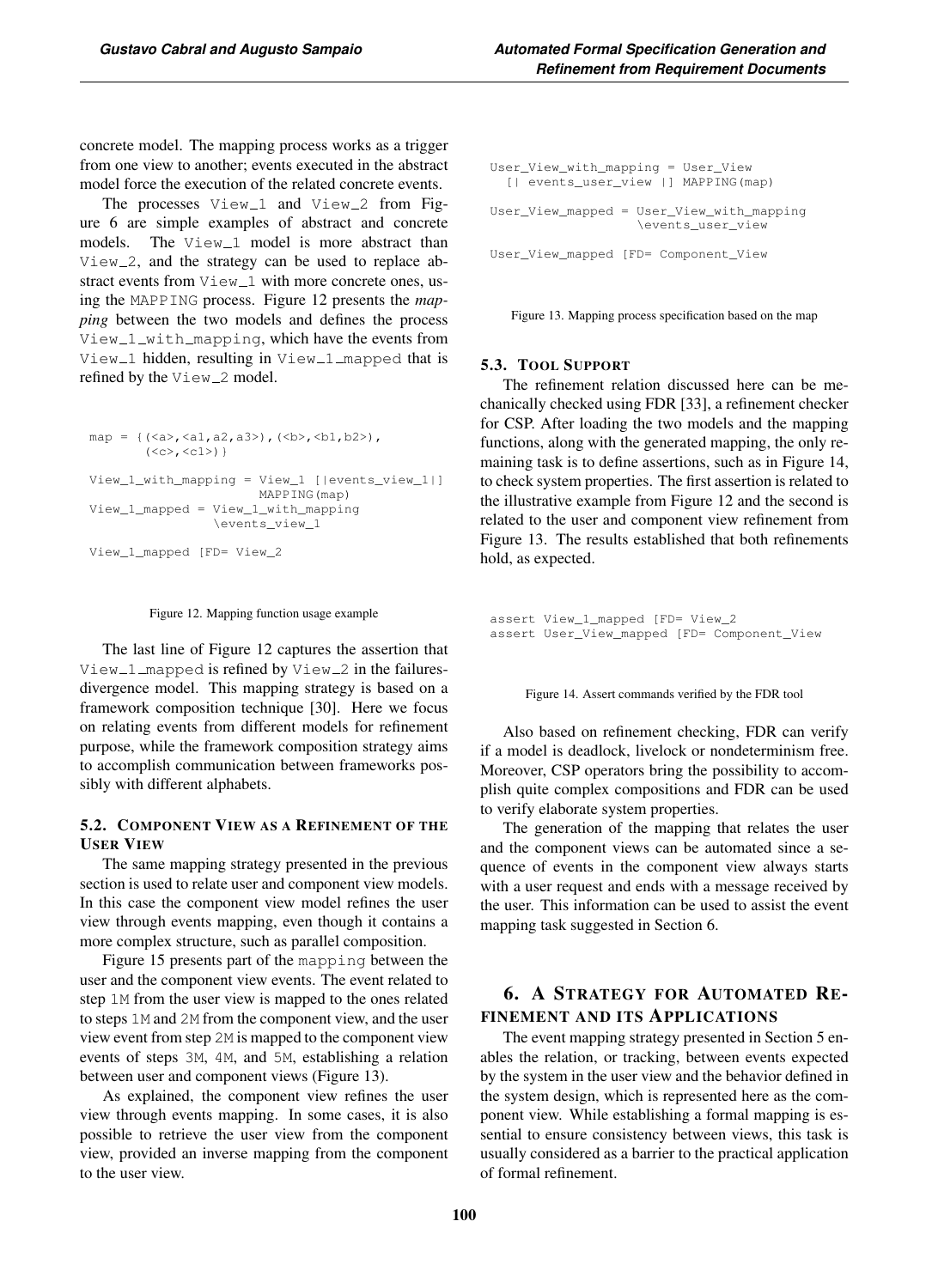concrete model. The mapping process works as a trigger from one view to another; events executed in the abstract model force the execution of the related concrete events.

The processes View_1 and View_2 from Figure 6 are simple examples of abstract and concrete models. The View_1 model is more abstract than View_2, and the strategy can be used to replace abstract events from View_1 with more concrete ones, using the MAPPING process. Figure 12 presents the *mapping* between the two models and defines the process View_1_with_mapping, which have the events from View_1 hidden, resulting in View_1_mapped that is refined by the View_2 model.

```
map = {(<a>,<a1,a2,a3>),(<b>,<b1,b2>),
       (<c>,<c1>)}

View_1_with_mapping = View_1 [|events_view_1|]
                      MAPPING(map)
View_1_mapped = View_1_with_mapping
                \events_view_1

View_1_mapped [FD= View_2
```

Figure 12. Mapping function usage example

The last line of Figure 12 captures the assertion that View_1_mapped is refined by View_2 in the failures-divergence model. This mapping strategy is based on a framework composition technique [30]. Here we focus on relating events from different models for refinement purpose, while the framework composition strategy aims to accomplish communication between frameworks possibly with different alphabets.

### 5.2. Component View as a Refinement of the User View

The same mapping strategy presented in the previous section is used to relate user and component view models. In this case the component view model refines the user view through events mapping, even though it contains a more complex structure, such as parallel composition.

Figure 15 presents part of the mapping between the user and the component view events. The event related to step 1M from the user view is mapped to the ones related to steps 1M and 2M from the component view, and the user view event from step 2M is mapped to the component view events of steps 3M, 4M, and 5M, establishing a relation between user and component views (Figure 13).

As explained, the component view refines the user view through events mapping. In some cases, it is also possible to retrieve the user view from the component view, provided an inverse mapping from the component to the user view.

```
User_View_with_mapping = User_View
  [| events_user_view |] MAPPING(map)

User_View_mapped = User_View_with_mapping
                   \events_user_view

User_View_mapped [FD= Component_View
```

Figure 13. Mapping process specification based on the map

### 5.3. Tool Support

The refinement relation discussed here can be mechanically checked using FDR [33], a refinement checker for CSP. After loading the two models and the mapping functions, along with the generated mapping, the only remaining task is to define assertions, such as in Figure 14, to check system properties. The first assertion is related to the illustrative example from Figure 12 and the second is related to the user and component view refinement from Figure 13. The results established that both refinements hold, as expected.

```
assert View_1_mapped [FD= View_2
assert User_View_mapped [FD= Component_View
```

Figure 14. Assert commands verified by the FDR tool

Also based on refinement checking, FDR can verify if a model is deadlock, livelock or nondeterminism free. Moreover, CSP operators bring the possibility to accomplish quite complex compositions and FDR can be used to verify elaborate system properties.

The generation of the mapping that relates the user and the component views can be automated since a sequence of events in the component view always starts with a user request and ends with a message received by the user. This information can be used to assist the event mapping task suggested in Section 6.

## 6. A Strategy for Automated Refinement and its Applications

The event mapping strategy presented in Section 5 enables the relation, or tracking, between events expected by the system in the user view and the behavior defined in the system design, which is represented here as the component view. While establishing a formal mapping is essential to ensure consistency between views, this task is usually considered as a barrier to the practical application of formal refinement.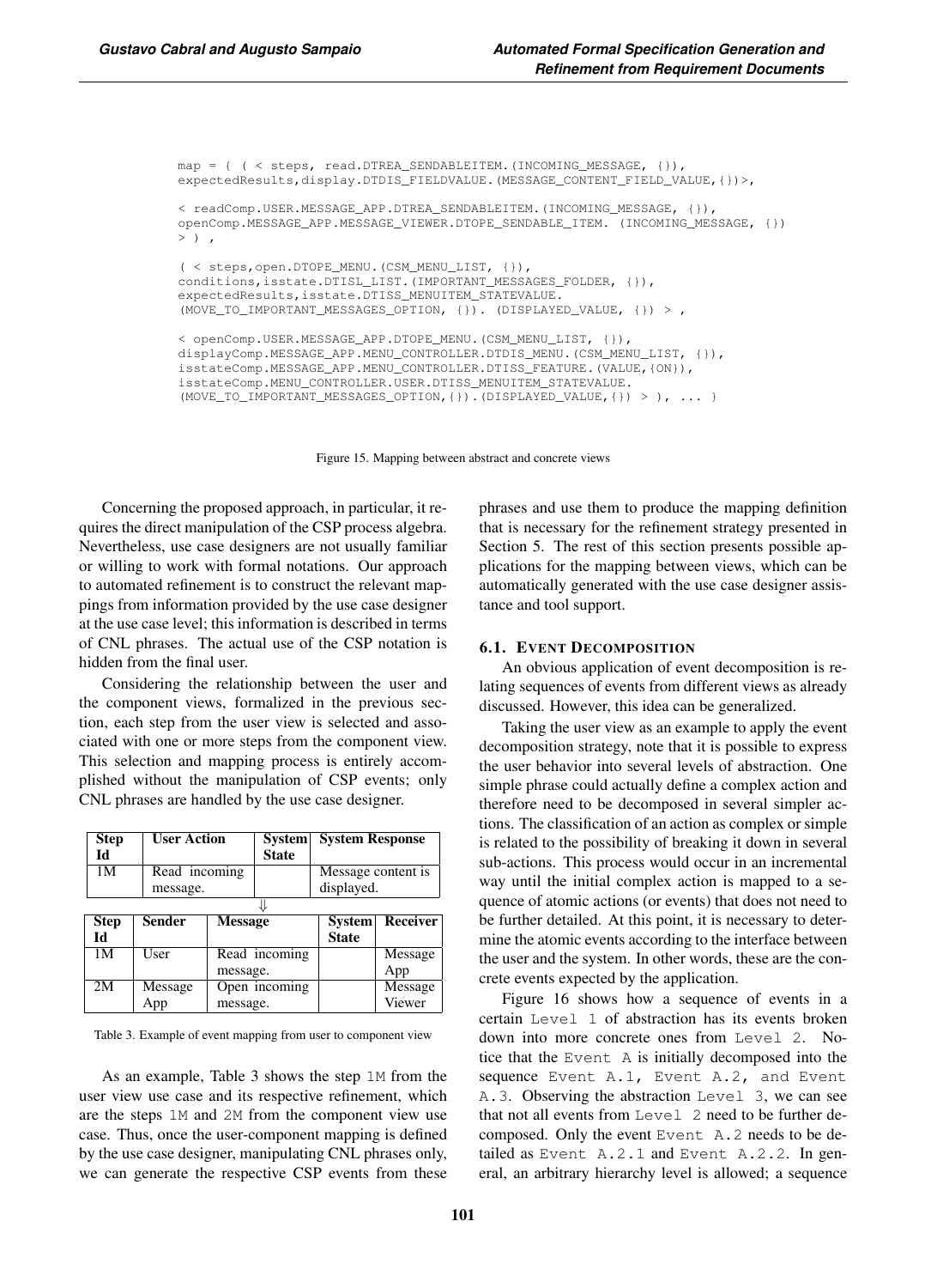```
map = { ( < steps, read.DTREA_SENDABLEITEM.(INCOMING_MESSAGE, {}),
expectedResults,display.DTDIS_FIELDVALUE.(MESSAGE_CONTENT_FIELD_VALUE,{})>,

< readComp.USER.MESSAGE_APP.DTREA_SENDABLEITEM.(INCOMING_MESSAGE, {}),
openComp.MESSAGE_APP.MESSAGE_VIEWER.DTOPE_SENDABLE_ITEM. (INCOMING_MESSAGE, {})
> ) ,

( < steps,open.DTOPE_MENU.(CSM_MENU_LIST, {}),
conditions,isstate.DTISL_LIST.(IMPORTANT_MESSAGES_FOLDER, {}),
expectedResults,isstate.DTISS_MENUITEM_STATEVALUE.
(MOVE_TO_IMPORTANT_MESSAGES_OPTION, {}). (DISPLAYED_VALUE, {}) > ,

< openComp.USER.MESSAGE_APP.DTOPE_MENU.(CSM_MENU_LIST, {}),
displayComp.MESSAGE_APP.MENU_CONTROLLER.DTDIS_MENU.(CSM_MENU_LIST, {}),
isstateComp.MESSAGE_APP.MENU_CONTROLLER.DTISS_FEATURE.(VALUE,{ON}),
isstateComp.MENU_CONTROLLER.USER.DTISS_MENUITEM_STATEVALUE.
(MOVE_TO_IMPORTANT_MESSAGES_OPTION,{}).(DISPLAYED_VALUE,{}) > ), ... }
```

Figure 15. Mapping between abstract and concrete views

Concerning the proposed approach, in particular, it requires the direct manipulation of the CSP process algebra. Nevertheless, use case designers are not usually familiar or willing to work with formal notations. Our approach to automated refinement is to construct the relevant mappings from information provided by the use case designer at the use case level; this information is described in terms of CNL phrases. The actual use of the CSP notation is hidden from the final user.

Considering the relationship between the user and the component views, formalized in the previous section, each step from the user view is selected and associated with one or more steps from the component view. This selection and mapping process is entirely accomplished without the manipulation of CSP events; only CNL phrases are handled by the use case designer.

| Step Id | User Action | System State | System Response |
|---|---|---|---|
| 1M | Read incoming message. | | Message content is displayed. |

⇓

| Step Id | Sender | Message | System State | Receiver |
|---|---|---|---|---|
| 1M | User | Read incoming message. | | Message App |
| 2M | Message App | Open incoming message. | | Message Viewer |

Table 3. Example of event mapping from user to component view

As an example, Table 3 shows the step `1M` from the user view use case and its respective refinement, which are the steps `1M` and `2M` from the component view use case. Thus, once the user-component mapping is defined by the use case designer, manipulating CNL phrases only, we can generate the respective CSP events from these phrases and use them to produce the mapping definition that is necessary for the refinement strategy presented in Section 5. The rest of this section presents possible applications for the mapping between views, which can be automatically generated with the use case designer assistance and tool support.

### 6.1. Event Decomposition

An obvious application of event decomposition is relating sequences of events from different views as already discussed. However, this idea can be generalized.

Taking the user view as an example to apply the event decomposition strategy, note that it is possible to express the user behavior into several levels of abstraction. One simple phrase could actually define a complex action and therefore need to be decomposed in several simpler actions. The classification of an action as complex or simple is related to the possibility of breaking it down in several sub-actions. This process would occur in an incremental way until the initial complex action is mapped to a sequence of atomic actions (or events) that does not need to be further detailed. At this point, it is necessary to determine the atomic events according to the interface between the user and the system. In other words, these are the concrete events expected by the application.

Figure 16 shows how a sequence of events in a certain `Level 1` of abstraction has its events broken down into more concrete ones from `Level 2`. Notice that the `Event A` is initially decomposed into the sequence `Event A.1, Event A.2, and Event A.3`. Observing the abstraction `Level 3`, we can see that not all events from `Level 2` need to be further decomposed. Only the event `Event A.2` needs to be detailed as `Event A.2.1` and `Event A.2.2`. In general, an arbitrary hierarchy level is allowed; a sequence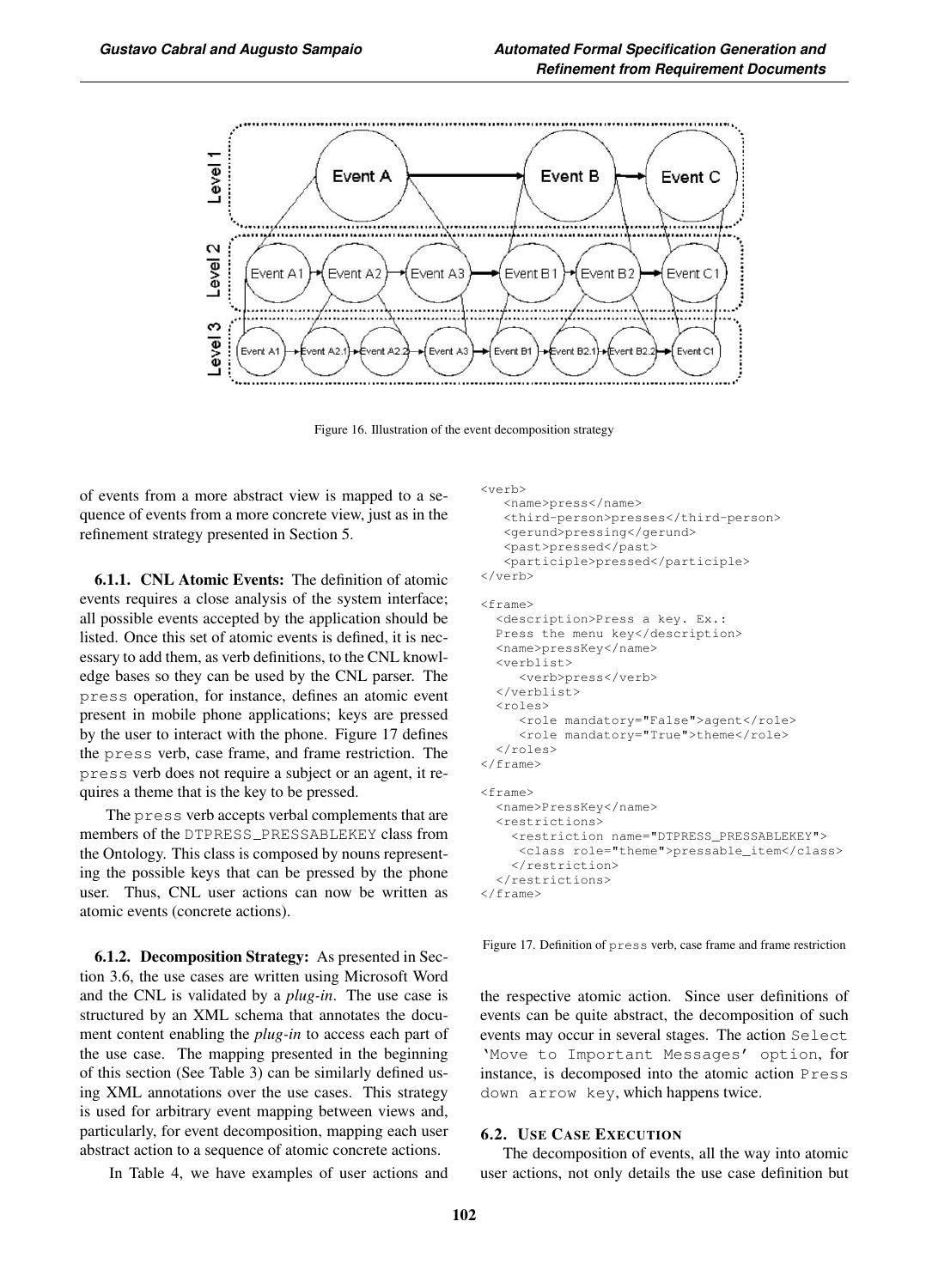Figure 16. Illustration of the event decomposition strategy

of events from a more abstract view is mapped to a sequence of events from a more concrete view, just as in the refinement strategy presented in Section 5.

**6.1.1. CNL Atomic Events:** The definition of atomic events requires a close analysis of the system interface; all possible events accepted by the application should be listed. Once this set of atomic events is defined, it is necessary to add them, as verb definitions, to the CNL knowledge bases so they can be used by the CNL parser. The `press` operation, for instance, defines an atomic event present in mobile phone applications; keys are pressed by the user to interact with the phone. Figure 17 defines the `press` verb, case frame, and frame restriction. The `press` verb does not require a subject or an agent, it requires a theme that is the key to be pressed.

The `press` verb accepts verbal complements that are members of the `DTPRESS_PRESSABLEKEY` class from the Ontology. This class is composed by nouns representing the possible keys that can be pressed by the phone user. Thus, CNL user actions can now be written as atomic events (concrete actions).

**6.1.2. Decomposition Strategy:** As presented in Section 3.6, the use cases are written using Microsoft Word and the CNL is validated by a *plug-in*. The use case is structured by an XML schema that annotates the document content enabling the *plug-in* to access each part of the use case. The mapping presented in the beginning of this section (See Table 3) can be similarly defined using XML annotations over the use cases. This strategy is used for arbitrary event mapping between views and, particularly, for event decomposition, mapping each user abstract action to a sequence of atomic concrete actions.

In Table 4, we have examples of user actions and

```
<verb>
   <name>press</name>
   <third-person>presses</third-person>
   <gerund>pressing</gerund>
   <past>pressed</past>
   <participle>pressed</participle>
</verb>

<frame>
  <description>Press a key. Ex.:
  Press the menu key</description>
  <name>pressKey</name>
  <verblist>
     <verb>press</verb>
  </verblist>
  <roles>
     <role mandatory="False">agent</role>
     <role mandatory="True">theme</role>
  </roles>
</frame>

<frame>
  <name>PressKey</name>
  <restrictions>
    <restriction name="DTPRESS_PRESSABLEKEY">
     <class role="theme">pressable_item</class>
    </restriction>
  </restrictions>
</frame>
```

Figure 17. Definition of `press` verb, case frame and frame restriction

the respective atomic action. Since user definitions of events can be quite abstract, the decomposition of such events may occur in several stages. The action `Select 'Move to Important Messages' option`, for instance, is decomposed into the atomic action `Press down arrow key`, which happens twice.

### 6.2. Use Case Execution

The decomposition of events, all the way into atomic user actions, not only details the use case definition but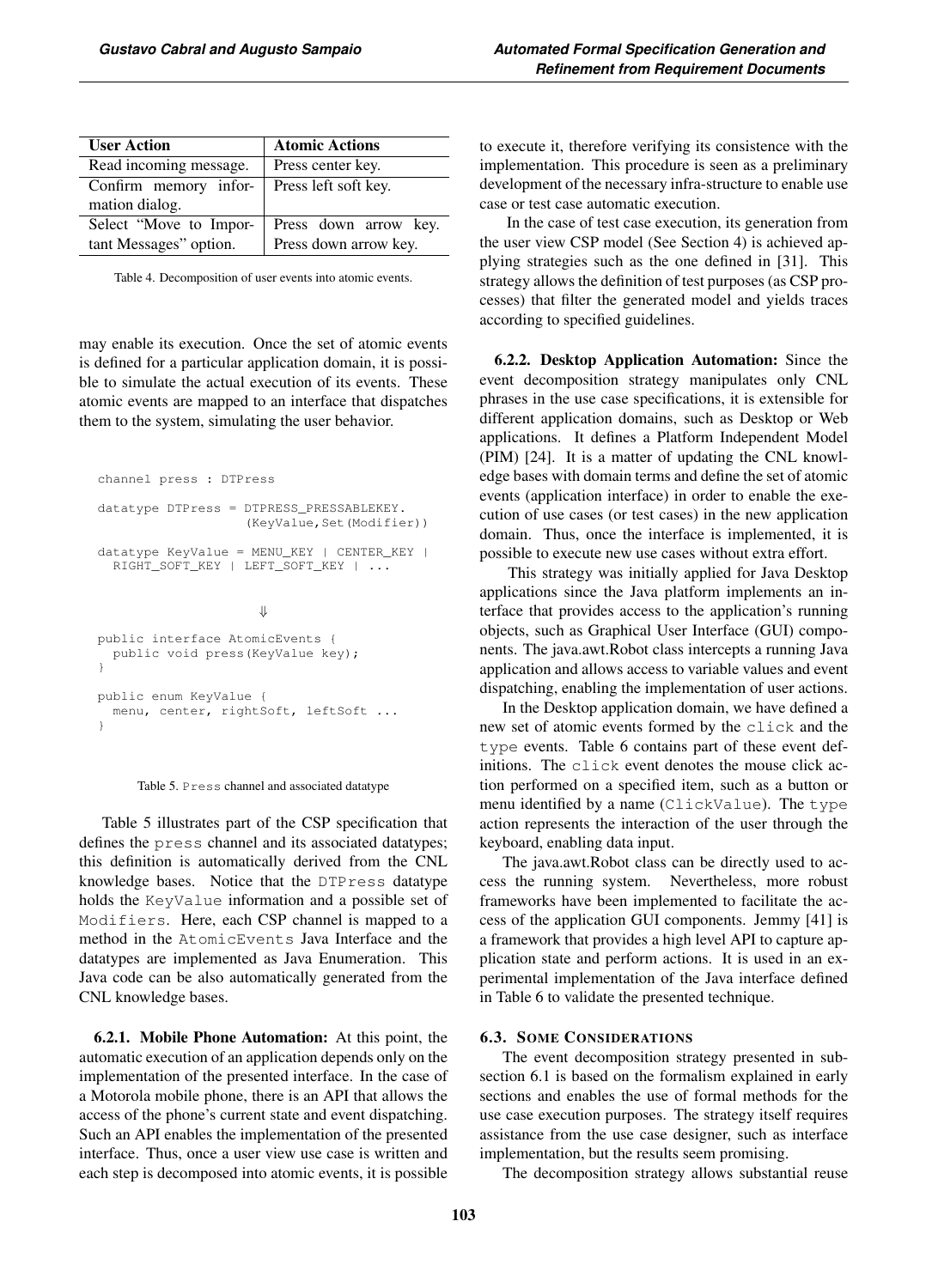| User Action | Atomic Actions |
| --- | --- |
| Read incoming message. | Press center key. |
| Confirm memory information dialog. | Press left soft key. |
| Select "Move to Important Messages" option. | Press down arrow key. Press down arrow key. |

Table 4. Decomposition of user events into atomic events.

may enable its execution. Once the set of atomic events is defined for a particular application domain, it is possible to simulate the actual execution of its events. These atomic events are mapped to an interface that dispatches them to the system, simulating the user behavior.

```
channel press : DTPress

datatype DTPress = DTPRESS_PRESSABLEKEY.
                   (KeyValue,Set(Modifier))

datatype KeyValue = MENU_KEY | CENTER_KEY |
  RIGHT_SOFT_KEY | LEFT_SOFT_KEY | ...

                        ⇓

public interface AtomicEvents {
  public void press(KeyValue key);
}

public enum KeyValue {
  menu, center, rightSoft, leftSoft ...
}
```

Table 5. `Press` channel and associated datatype

Table 5 illustrates part of the CSP specification that defines the `press` channel and its associated datatypes; this definition is automatically derived from the CNL knowledge bases. Notice that the `DTPress` datatype holds the `KeyValue` information and a possible set of `Modifiers`. Here, each CSP channel is mapped to a method in the `AtomicEvents` Java Interface and the datatypes are implemented as Java Enumeration. This Java code can be also automatically generated from the CNL knowledge bases.

**6.2.1. Mobile Phone Automation:** At this point, the automatic execution of an application depends only on the implementation of the presented interface. In the case of a Motorola mobile phone, there is an API that allows the access of the phone's current state and event dispatching. Such an API enables the implementation of the presented interface. Thus, once a user view use case is written and each step is decomposed into atomic events, it is possible to execute it, therefore verifying its consistence with the implementation. This procedure is seen as a preliminary development of the necessary infra-structure to enable use case or test case automatic execution.

In the case of test case execution, its generation from the user view CSP model (See Section 4) is achieved applying strategies such as the one defined in [31]. This strategy allows the definition of test purposes (as CSP processes) that filter the generated model and yields traces according to specified guidelines.

**6.2.2. Desktop Application Automation:** Since the event decomposition strategy manipulates only CNL phrases in the use case specifications, it is extensible for different application domains, such as Desktop or Web applications. It defines a Platform Independent Model (PIM) [24]. It is a matter of updating the CNL knowledge bases with domain terms and define the set of atomic events (application interface) in order to enable the execution of use cases (or test cases) in the new application domain. Thus, once the interface is implemented, it is possible to execute new use cases without extra effort.

This strategy was initially applied for Java Desktop applications since the Java platform implements an interface that provides access to the application's running objects, such as Graphical User Interface (GUI) components. The java.awt.Robot class intercepts a running Java application and allows access to variable values and event dispatching, enabling the implementation of user actions.

In the Desktop application domain, we have defined a new set of atomic events formed by the `click` and the `type` events. Table 6 contains part of these event definitions. The `click` event denotes the mouse click action performed on a specified item, such as a button or menu identified by a name (`ClickValue`). The `type` action represents the interaction of the user through the keyboard, enabling data input.

The java.awt.Robot class can be directly used to access the running system. Nevertheless, more robust frameworks have been implemented to facilitate the access of the application GUI components. Jemmy [41] is a framework that provides a high level API to capture application state and perform actions. It is used in an experimental implementation of the Java interface defined in Table 6 to validate the presented technique.

### 6.3. Some Considerations

The event decomposition strategy presented in subsection 6.1 is based on the formalism explained in early sections and enables the use of formal methods for the use case execution purposes. The strategy itself requires assistance from the use case designer, such as interface implementation, but the results seem promising.

The decomposition strategy allows substantial reuse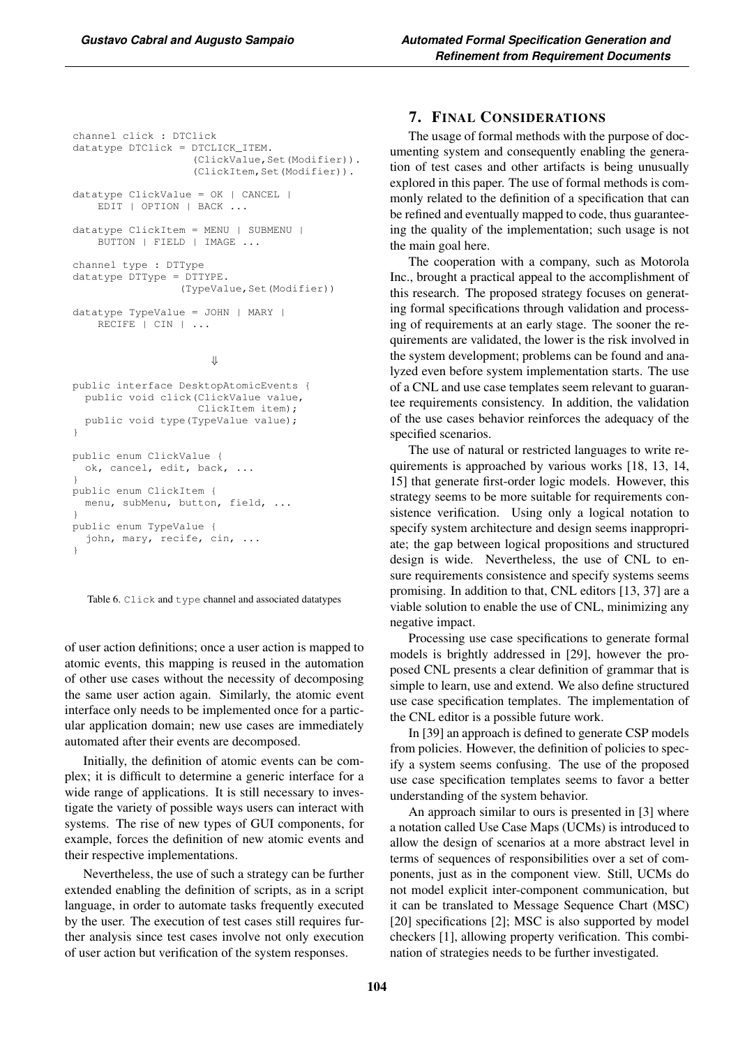```
channel click : DTClick
datatype DTClick = DTCLICK_ITEM.
                    (ClickValue,Set(Modifier)).
                    (ClickItem,Set(Modifier)).

datatype ClickValue = OK | CANCEL |
    EDIT | OPTION | BACK ...

datatype ClickItem = MENU | SUBMENU |
    BUTTON | FIELD | IMAGE ...

channel type : DTType
datatype DTType = DTTYPE.
                  (TypeValue,Set(Modifier))

datatype TypeValue = JOHN | MARY |
    RECIFE | CIN | ...
```

⇓

```
public interface DesktopAtomicEvents {
  public void click(ClickValue value,
                    ClickItem item);
  public void type(TypeValue value);
}

public enum ClickValue {
  ok, cancel, edit, back, ...
}
public enum ClickItem {
  menu, subMenu, button, field, ...
}
public enum TypeValue {
  john, mary, recife, cin, ...
}
```

Table 6. `Click` and `type` channel and associated datatypes

of user action definitions; once a user action is mapped to atomic events, this mapping is reused in the automation of other use cases without the necessity of decomposing the same user action again. Similarly, the atomic event interface only needs to be implemented once for a particular application domain; new use cases are immediately automated after their events are decomposed.

Initially, the definition of atomic events can be complex; it is difficult to determine a generic interface for a wide range of applications. It is still necessary to investigate the variety of possible ways users can interact with systems. The rise of new types of GUI components, for example, forces the definition of new atomic events and their respective implementations.

Nevertheless, the use of such a strategy can be further extended enabling the definition of scripts, as in a script language, in order to automate tasks frequently executed by the user. The execution of test cases still requires further analysis since test cases involve not only execution of user action but verification of the system responses.

## 7. Final Considerations

The usage of formal methods with the purpose of documenting system and consequently enabling the generation of test cases and other artifacts is being unusually explored in this paper. The use of formal methods is commonly related to the definition of a specification that can be refined and eventually mapped to code, thus guaranteeing the quality of the implementation; such usage is not the main goal here.

The cooperation with a company, such as Motorola Inc., brought a practical appeal to the accomplishment of this research. The proposed strategy focuses on generating formal specifications through validation and processing of requirements at an early stage. The sooner the requirements are validated, the lower is the risk involved in the system development; problems can be found and analyzed even before system implementation starts. The use of a CNL and use case templates seem relevant to guarantee requirements consistency. In addition, the validation of the use cases behavior reinforces the adequacy of the specified scenarios.

The use of natural or restricted languages to write requirements is approached by various works [18, 13, 14, 15] that generate first-order logic models. However, this strategy seems to be more suitable for requirements consistence verification. Using only a logical notation to specify system architecture and design seems inappropriate; the gap between logical propositions and structured design is wide. Nevertheless, the use of CNL to ensure requirements consistence and specify systems seems promising. In addition to that, CNL editors [13, 37] are a viable solution to enable the use of CNL, minimizing any negative impact.

Processing use case specifications to generate formal models is brightly addressed in [29], however the proposed CNL presents a clear definition of grammar that is simple to learn, use and extend. We also define structured use case specification templates. The implementation of the CNL editor is a possible future work.

In [39] an approach is defined to generate CSP models from policies. However, the definition of policies to specify a system seems confusing. The use of the proposed use case specification templates seems to favor a better understanding of the system behavior.

An approach similar to ours is presented in [3] where a notation called Use Case Maps (UCMs) is introduced to allow the design of scenarios at a more abstract level in terms of sequences of responsibilities over a set of components, just as in the component view. Still, UCMs do not model explicit inter-component communication, but it can be translated to Message Sequence Chart (MSC) [20] specifications [2]; MSC is also supported by model checkers [1], allowing property verification. This combination of strategies needs to be further investigated.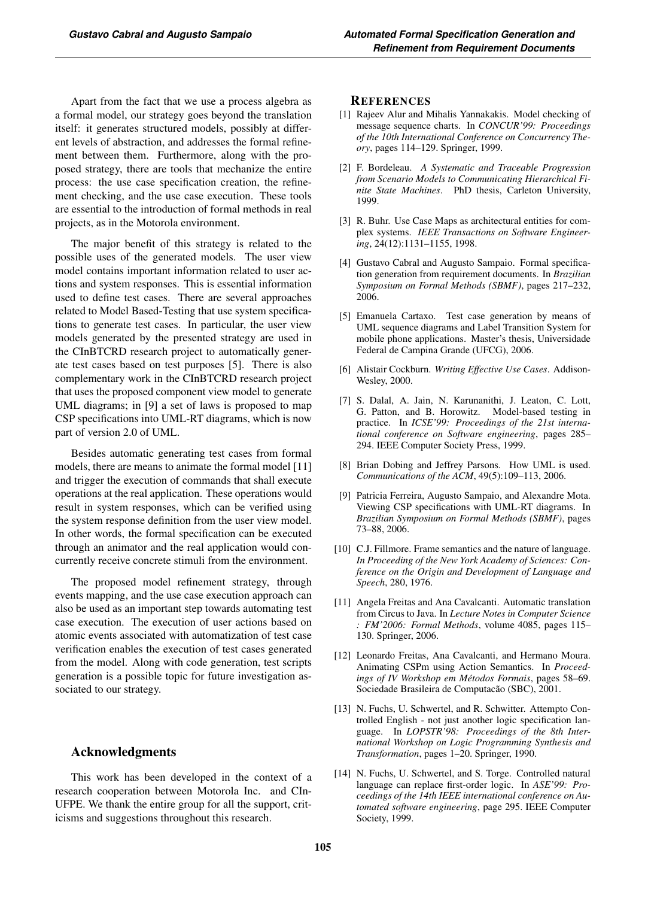Apart from the fact that we use a process algebra as a formal model, our strategy goes beyond the translation itself: it generates structured models, possibly at different levels of abstraction, and addresses the formal refinement between them. Furthermore, along with the proposed strategy, there are tools that mechanize the entire process: the use case specification creation, the refinement checking, and the use case execution. These tools are essential to the introduction of formal methods in real projects, as in the Motorola environment.

The major benefit of this strategy is related to the possible uses of the generated models. The user view model contains important information related to user actions and system responses. This is essential information used to define test cases. There are several approaches related to Model Based-Testing that use system specifications to generate test cases. In particular, the user view models generated by the presented strategy are used in the CInBTCRD research project to automatically generate test cases based on test purposes [5]. There is also complementary work in the CInBTCRD research project that uses the proposed component view model to generate UML diagrams; in [9] a set of laws is proposed to map CSP specifications into UML-RT diagrams, which is now part of version 2.0 of UML.

Besides automatic generating test cases from formal models, there are means to animate the formal model [11] and trigger the execution of commands that shall execute operations at the real application. These operations would result in system responses, which can be verified using the system response definition from the user view model. In other words, the formal specification can be executed through an animator and the real application would concurrently receive concrete stimuli from the environment.

The proposed model refinement strategy, through events mapping, and the use case execution approach can also be used as an important step towards automating test case execution. The execution of user actions based on atomic events associated with automatization of test case verification enables the execution of test cases generated from the model. Along with code generation, test scripts generation is a possible topic for future investigation associated to our strategy.

## Acknowledgments

This work has been developed in the context of a research cooperation between Motorola Inc. and CIn-UFPE. We thank the entire group for all the support, criticisms and suggestions throughout this research.

## REFERENCES

[1] Rajeev Alur and Mihalis Yannakakis. Model checking of message sequence charts. In *CONCUR'99: Proceedings of the 10th International Conference on Concurrency Theory*, pages 114–129. Springer, 1999.

[2] F. Bordeleau. *A Systematic and Traceable Progression from Scenario Models to Communicating Hierarchical Finite State Machines*. PhD thesis, Carleton University, 1999.

[3] R. Buhr. Use Case Maps as architectural entities for complex systems. *IEEE Transactions on Software Engineering*, 24(12):1131–1155, 1998.

[4] Gustavo Cabral and Augusto Sampaio. Formal specification generation from requirement documents. In *Brazilian Symposium on Formal Methods (SBMF)*, pages 217–232, 2006.

[5] Emanuela Cartaxo. Test case generation by means of UML sequence diagrams and Label Transition System for mobile phone applications. Master's thesis, Universidade Federal de Campina Grande (UFCG), 2006.

[6] Alistair Cockburn. *Writing Effective Use Cases*. Addison-Wesley, 2000.

[7] S. Dalal, A. Jain, N. Karunanithi, J. Leaton, C. Lott, G. Patton, and B. Horowitz. Model-based testing in practice. In *ICSE'99: Proceedings of the 21st international conference on Software engineering*, pages 285–294. IEEE Computer Society Press, 1999.

[8] Brian Dobing and Jeffrey Parsons. How UML is used. *Communications of the ACM*, 49(5):109–113, 2006.

[9] Patricia Ferreira, Augusto Sampaio, and Alexandre Mota. Viewing CSP specifications with UML-RT diagrams. In *Brazilian Symposium on Formal Methods (SBMF)*, pages 73–88, 2006.

[10] C.J. Fillmore. Frame semantics and the nature of language. *In Proceeding of the New York Academy of Sciences: Conference on the Origin and Development of Language and Speech*, 280, 1976.

[11] Angela Freitas and Ana Cavalcanti. Automatic translation from Circus to Java. In *Lecture Notes in Computer Science : FM'2006: Formal Methods*, volume 4085, pages 115–130. Springer, 2006.

[12] Leonardo Freitas, Ana Cavalcanti, and Hermano Moura. Animating CSPm using Action Semantics. In *Proceedings of IV Workshop em Métodos Formais*, pages 58–69. Sociedade Brasileira de Computacão (SBC), 2001.

[13] N. Fuchs, U. Schwertel, and R. Schwitter. Attempto Controlled English - not just another logic specification language. In *LOPSTR'98: Proceedings of the 8th International Workshop on Logic Programming Synthesis and Transformation*, pages 1–20. Springer, 1990.

[14] N. Fuchs, U. Schwertel, and S. Torge. Controlled natural language can replace first-order logic. In *ASE'99: Proceedings of the 14th IEEE international conference on Automated software engineering*, page 295. IEEE Computer Society, 1999.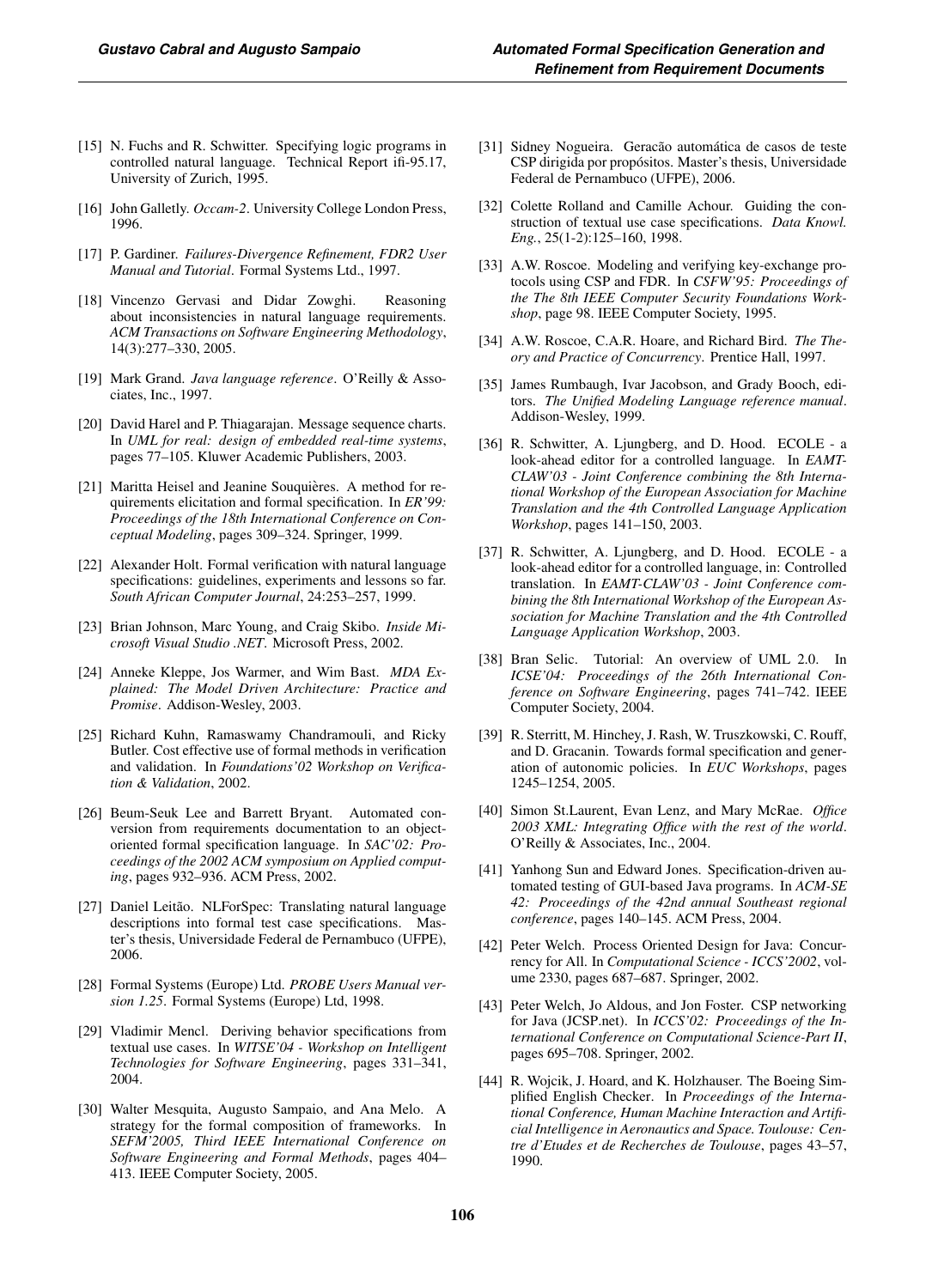[15] N. Fuchs and R. Schwitter. Specifying logic programs in controlled natural language. Technical Report ifi-95.17, University of Zurich, 1995.

[16] John Galletly. *Occam-2*. University College London Press, 1996.

[17] P. Gardiner. *Failures-Divergence Refinement, FDR2 User Manual and Tutorial*. Formal Systems Ltd., 1997.

[18] Vincenzo Gervasi and Didar Zowghi. Reasoning about inconsistencies in natural language requirements. *ACM Transactions on Software Engineering Methodology*, 14(3):277–330, 2005.

[19] Mark Grand. *Java language reference*. O'Reilly & Associates, Inc., 1997.

[20] David Harel and P. Thiagarajan. Message sequence charts. In *UML for real: design of embedded real-time systems*, pages 77–105. Kluwer Academic Publishers, 2003.

[21] Maritta Heisel and Jeanine Souquières. A method for requirements elicitation and formal specification. In *ER'99: Proceedings of the 18th International Conference on Conceptual Modeling*, pages 309–324. Springer, 1999.

[22] Alexander Holt. Formal verification with natural language specifications: guidelines, experiments and lessons so far. *South African Computer Journal*, 24:253–257, 1999.

[23] Brian Johnson, Marc Young, and Craig Skibo. *Inside Microsoft Visual Studio .NET*. Microsoft Press, 2002.

[24] Anneke Kleppe, Jos Warmer, and Wim Bast. *MDA Explained: The Model Driven Architecture: Practice and Promise*. Addison-Wesley, 2003.

[25] Richard Kuhn, Ramaswamy Chandramouli, and Ricky Butler. Cost effective use of formal methods in verification and validation. In *Foundations'02 Workshop on Verification & Validation*, 2002.

[26] Beum-Seuk Lee and Barrett Bryant. Automated conversion from requirements documentation to an object-oriented formal specification language. In *SAC'02: Proceedings of the 2002 ACM symposium on Applied computing*, pages 932–936. ACM Press, 2002.

[27] Daniel Leitão. NLForSpec: Translating natural language descriptions into formal test case specifications. Master's thesis, Universidade Federal de Pernambuco (UFPE), 2006.

[28] Formal Systems (Europe) Ltd. *PROBE Users Manual version 1.25*. Formal Systems (Europe) Ltd, 1998.

[29] Vladimir Mencl. Deriving behavior specifications from textual use cases. In *WITSE'04 - Workshop on Intelligent Technologies for Software Engineering*, pages 331–341, 2004.

[30] Walter Mesquita, Augusto Sampaio, and Ana Melo. A strategy for the formal composition of frameworks. In *SEFM'2005, Third IEEE International Conference on Software Engineering and Formal Methods*, pages 404–413. IEEE Computer Society, 2005.

[31] Sidney Nogueira. Geracão automática de casos de teste CSP dirigida por propósitos. Master's thesis, Universidade Federal de Pernambuco (UFPE), 2006.

[32] Colette Rolland and Camille Achour. Guiding the construction of textual use case specifications. *Data Knowl. Eng.*, 25(1-2):125–160, 1998.

[33] A.W. Roscoe. Modeling and verifying key-exchange protocols using CSP and FDR. In *CSFW'95: Proceedings of the The 8th IEEE Computer Security Foundations Workshop*, page 98. IEEE Computer Society, 1995.

[34] A.W. Roscoe, C.A.R. Hoare, and Richard Bird. *The Theory and Practice of Concurrency*. Prentice Hall, 1997.

[35] James Rumbaugh, Ivar Jacobson, and Grady Booch, editors. *The Unified Modeling Language reference manual*. Addison-Wesley, 1999.

[36] R. Schwitter, A. Ljungberg, and D. Hood. ECOLE - a look-ahead editor for a controlled language. In *EAMT-CLAW'03 - Joint Conference combining the 8th International Workshop of the European Association for Machine Translation and the 4th Controlled Language Application Workshop*, pages 141–150, 2003.

[37] R. Schwitter, A. Ljungberg, and D. Hood. ECOLE - a look-ahead editor for a controlled language, in: Controlled translation. In *EAMT-CLAW'03 - Joint Conference combining the 8th International Workshop of the European Association for Machine Translation and the 4th Controlled Language Application Workshop*, 2003.

[38] Bran Selic. Tutorial: An overview of UML 2.0. In *ICSE'04: Proceedings of the 26th International Conference on Software Engineering*, pages 741–742. IEEE Computer Society, 2004.

[39] R. Sterritt, M. Hinchey, J. Rash, W. Truszkowski, C. Rouff, and D. Gracanin. Towards formal specification and generation of autonomic policies. In *EUC Workshops*, pages 1245–1254, 2005.

[40] Simon St.Laurent, Evan Lenz, and Mary McRae. *Office 2003 XML: Integrating Office with the rest of the world*. O'Reilly & Associates, Inc., 2004.

[41] Yanhong Sun and Edward Jones. Specification-driven automated testing of GUI-based Java programs. In *ACM-SE 42: Proceedings of the 42nd annual Southeast regional conference*, pages 140–145. ACM Press, 2004.

[42] Peter Welch. Process Oriented Design for Java: Concurrency for All. In *Computational Science - ICCS'2002*, volume 2330, pages 687–687. Springer, 2002.

[43] Peter Welch, Jo Aldous, and Jon Foster. CSP networking for Java (JCSP.net). In *ICCS'02: Proceedings of the International Conference on Computational Science-Part II*, pages 695–708. Springer, 2002.

[44] R. Wojcik, J. Hoard, and K. Holzhauser. The Boeing Simplified English Checker. In *Proceedings of the International Conference, Human Machine Interaction and Artificial Intelligence in Aeronautics and Space. Toulouse: Centre d'Etudes et de Recherches de Toulouse*, pages 43–57, 1990.